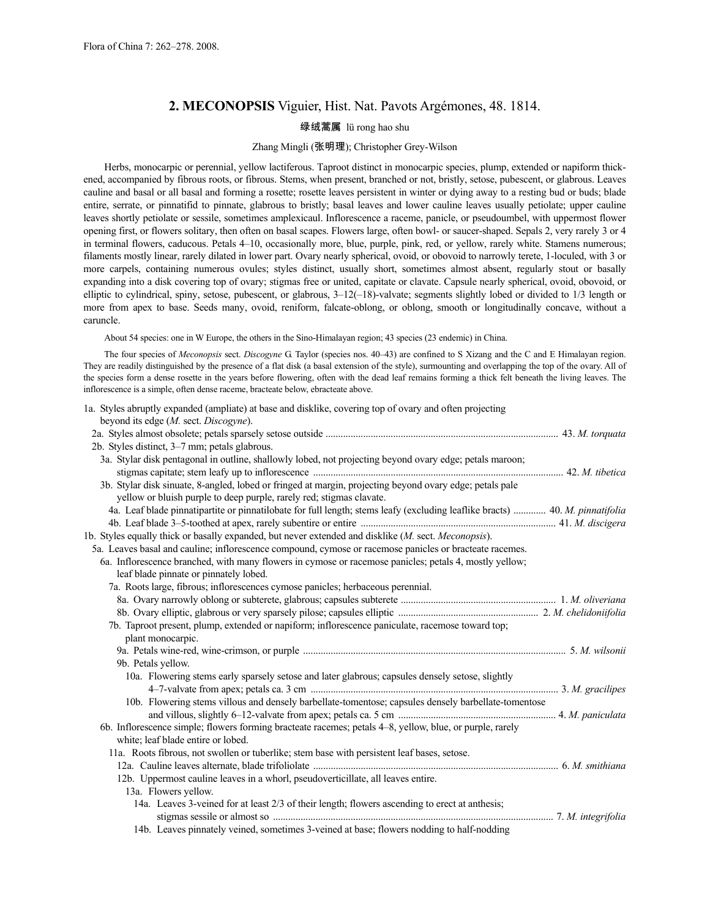Flora of China 7: 262–278. 2008.

## 2. MECONOPSIS Viguier, Hist. Nat. Pavots Argémones, 48. 1814.

绿绒蒿属 lü rong hao shu

Zhang Mingli (张明理); Christopher Grey-Wilson

Herbs, monocarpic or perennial, yellow lactiferous. Taproot distinct in monocarpic species, plump, extended or napiform thickened, accompanied by fibrous roots, or fibrous. Stems, when present, branched or not, bristly, setose, pubescent, or glabrous. Leaves cauline and basal or all basal and forming a rosette; rosette leaves persistent in winter or dying away to a resting bud or buds; blade entire, serrate, or pinnatifid to pinnate, glabrous to bristly; basal leaves and lower cauline leaves usually petiolate; upper cauline leaves shortly petiolate or sessile, sometimes amplexicaul. Inflorescence a raceme, panicle, or pseudoumbel, with uppermost flower opening first, or flowers solitary, then often on basal scapes. Flowers large, often bowl- or saucer-shaped. Sepals 2, very rarely 3 or 4 in terminal flowers, caducous. Petals 4–10, occasionally more, blue, purple, pink, red, or yellow, rarely white. Stamens numerous; filaments mostly linear, rarely dilated in lower part. Ovary nearly spherical, ovoid, or obovoid to narrowly terete, 1-loculed, with 3 or more carpels, containing numerous ovules; styles distinct, usually short, sometimes almost absent, regularly stout or basally expanding into a disk covering top of ovary; stigmas free or united, capitate or clavate. Capsule nearly spherical, ovoid, obovoid, or elliptic to cylindrical, spiny, setose, pubescent, or glabrous, 3–12(–18)-valvate; segments slightly lobed or divided to 1/3 length or more from apex to base. Seeds many, ovoid, reniform, falcate-oblong, or oblong, smooth or longitudinally concave, without a caruncle.

About 54 species: one in W Europe, the others in the Sino-Himalayan region; 43 species (23 endemic) in China.

The four species of *Meconopsis* sect. *Discogyne* G. Taylor (species nos. 40–43) are confined to S Xizang and the C and E Himalayan region. They are readily distinguished by the presence of a flat disk (a basal extension of the style), surmounting and overlapping the top of the ovary. All of the species form a dense rosette in the years before flowering, often with the dead leaf remains forming a thick felt beneath the living leaves. The inflorescence is a simple, often dense raceme, bracteate below, ebracteate above.

1a. Styles abruptly expanded (ampliate) at base and disklike, covering top of ovary and often projecting beyond its edge (*M.* sect. *Discogyne*).
- 2a. Styles almost obsolete; petals sparsely setose outside ..... 43. *M. torquata*
- 2b. Styles distinct, 3–7 mm; petals glabrous.
  - 3a. Stylar disk pentagonal in outline, shallowly lobed, not projecting beyond ovary edge; petals maroon; stigmas capitate; stem leafy up to inflorescence ..... 42. *M. tibetica*
  - 3b. Stylar disk sinuate, 8-angled, lobed or fringed at margin, projecting beyond ovary edge; petals pale yellow or bluish purple to deep purple, rarely red; stigmas clavate.
    - 4a. Leaf blade pinnatipartite or pinnatilobate for full length; stems leafy (excluding leaflike bracts) ..... 40. *M. pinnatifolia*
    - 4b. Leaf blade 3–5-toothed at apex, rarely subentire or entire ..... 41. *M. discigera*

1b. Styles equally thick or basally expanded, but never extended and disklike (*M.* sect. *Meconopsis*).
- 5a. Leaves basal and cauline; inflorescence compound, cymose or racemose panicles or bracteate racemes.
  - 6a. Inflorescence branched, with many flowers in cymose or racemose panicles; petals 4, mostly yellow; leaf blade pinnate or pinnately lobed.
    - 7a. Roots large, fibrous; inflorescences cymose panicles; herbaceous perennial.
      - 8a. Ovary narrowly oblong or subterete, glabrous; capsules subterete ..... 1. *M. oliveriana*
      - 8b. Ovary elliptic, glabrous or very sparsely pilose; capsules elliptic ..... 2. *M. chelidoniifolia*
    - 7b. Taproot present, plump, extended or napiform; inflorescence paniculate, racemose toward top; plant monocarpic.
      - 9a. Petals wine-red, wine-crimson, or purple ..... 5. *M. wilsonii*
      - 9b. Petals yellow.
        - 10a. Flowering stems early sparsely setose and later glabrous; capsules densely setose, slightly 4–7-valvate from apex; petals ca. 3 cm ..... 3. *M. gracilipes*
        - 10b. Flowering stems villous and densely barbellate-tomentose; capsules densely barbellate-tomentose and villous, slightly 6–12-valvate from apex; petals ca. 5 cm ..... 4. *M. paniculata*
  - 6b. Inflorescence simple; flowers forming bracteate racemes; petals 4–8, yellow, blue, or purple, rarely white; leaf blade entire or lobed.
    - 11a. Roots fibrous, not swollen or tuberlike; stem base with persistent leaf bases, setose.
      - 12a. Cauline leaves alternate, blade trifoliolate ..... 6. *M. smithiana*
      - 12b. Uppermost cauline leaves in a whorl, pseudoverticillate, all leaves entire.
        - 13a. Flowers yellow.
          - 14a. Leaves 3-veined for at least 2/3 of their length; flowers ascending to erect at anthesis; stigmas sessile or almost so ..... 7. *M. integrifolia*
          - 14b. Leaves pinnately veined, sometimes 3-veined at base; flowers nodding to half-nodding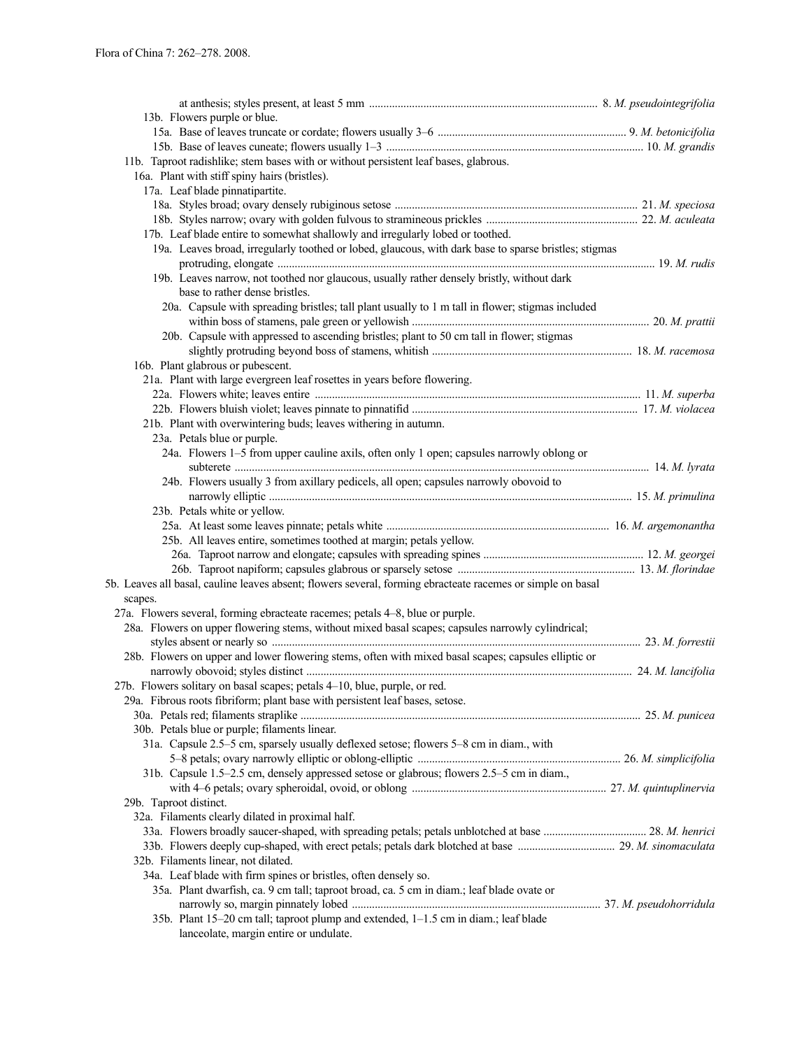at anthesis; styles present, at least 5 mm ............................................................................... 8. *M. pseudointegrifolia*

13b. Flowers purple or blue.

15a. Base of leaves truncate or cordate; flowers usually 3–6 ................................................................. 9. *M. betonicifolia*

15b. Base of leaves cuneate; flowers usually 1–3 ......................................................................................... 10. *M. grandis*

11b. Taproot radishlike; stem bases with or without persistent leaf bases, glabrous.

16a. Plant with stiff spiny hairs (bristles).

17a. Leaf blade pinnatipartite.

18a. Styles broad; ovary densely rubiginous setose .................................................................................... 21. *M. speciosa*

18b. Styles narrow; ovary with golden fulvous to stramineous prickles .................................................... 22. *M. aculeata*

17b. Leaf blade entire to somewhat shallowly and irregularly lobed or toothed.

19a. Leaves broad, irregularly toothed or lobed, glaucous, with dark base to sparse bristles; stigmas protruding, elongate ................................................................................................................................... 19. *M. rudis*

19b. Leaves narrow, not toothed nor glaucous, usually rather densely bristly, without dark base to rather dense bristles.

20a. Capsule with spreading bristles; tall plant usually to 1 m tall in flower; stigmas included within boss of stamens, pale green or yellowish ................................................................................. 20. *M. prattii*

20b. Capsule with appressed to ascending bristles; plant to 50 cm tall in flower; stigmas slightly protruding beyond boss of stamens, whitish ..................................................................... 18. *M. racemosa*

16b. Plant glabrous or pubescent.

21a. Plant with large evergreen leaf rosettes in years before flowering.

22a. Flowers white; leaves entire ................................................................................................................. 11. *M. superba*

22b. Flowers bluish violet; leaves pinnate to pinnatifid .............................................................................. 17. *M. violacea*

21b. Plant with overwintering buds; leaves withering in autumn.

23a. Petals blue or purple.

24a. Flowers 1–5 from upper cauline axils, often only 1 open; capsules narrowly oblong or subterete ............................................................................................................................................. 14. *M. lyrata*

24b. Flowers usually 3 from axillary pedicels, all open; capsules narrowly obovoid to narrowly elliptic ............................................................................................................................ 15. *M. primulina*

23b. Petals white or yellow.

25a. At least some leaves pinnate; petals white ............................................................................ 16. *M. argemonantha*

25b. All leaves entire, sometimes toothed at margin; petals yellow.

26a. Taproot narrow and elongate; capsules with spreading spines ........................................................ 12. *M. georgei*

26b. Taproot napiform; capsules glabrous or sparsely setose ............................................................. 13. *M. florindae*

5b. Leaves all basal, cauline leaves absent; flowers several, forming ebracteate racemes or simple on basal scapes.

27a. Flowers several, forming ebracteate racemes; petals 4–8, blue or purple.

28a. Flowers on upper flowering stems, without mixed basal scapes; capsules narrowly cylindrical; styles absent or nearly so ................................................................................................................................ 23. *M. forrestii*

28b. Flowers on upper and lower flowering stems, often with mixed basal scapes; capsules elliptic or narrowly obovoid; styles distinct ................................................................................................................. 24. *M. lancifolia*

27b. Flowers solitary on basal scapes; petals 4–10, blue, purple, or red.

29a. Fibrous roots fibriform; plant base with persistent leaf bases, setose.

30a. Petals red; filaments straplike ...................................................................................................................... 25. *M. punicea*

30b. Petals blue or purple; filaments linear.

31a. Capsule 2.5–5 cm, sparsely usually deflexed setose; flowers 5–8 cm in diam., with 5–8 petals; ovary narrowly elliptic or oblong-elliptic ...................................................................... 26. *M. simplicifolia*

31b. Capsule 1.5–2.5 cm, densely appressed setose or glabrous; flowers 2.5–5 cm in diam., with 4–6 petals; ovary spheroidal, ovoid, or oblong .................................................................. 27. *M. quintuplinervia*

29b. Taproot distinct.

32a. Filaments clearly dilated in proximal half.

33a. Flowers broadly saucer-shaped, with spreading petals; petals unblotched at base .................................... 28. *M. henrici*

33b. Flowers deeply cup-shaped, with erect petals; petals dark blotched at base .................................. 29. *M. sinomaculata*

32b. Filaments linear, not dilated.

34a. Leaf blade with firm spines or bristles, often densely so.

35a. Plant dwarfish, ca. 9 cm tall; taproot broad, ca. 5 cm in diam.; leaf blade ovate or narrowly so, margin pinnately lobed ...................................................................................... 37. *M. pseudohorridula*

35b. Plant 15–20 cm tall; taproot plump and extended, 1–1.5 cm in diam.; leaf blade lanceolate, margin entire or undulate.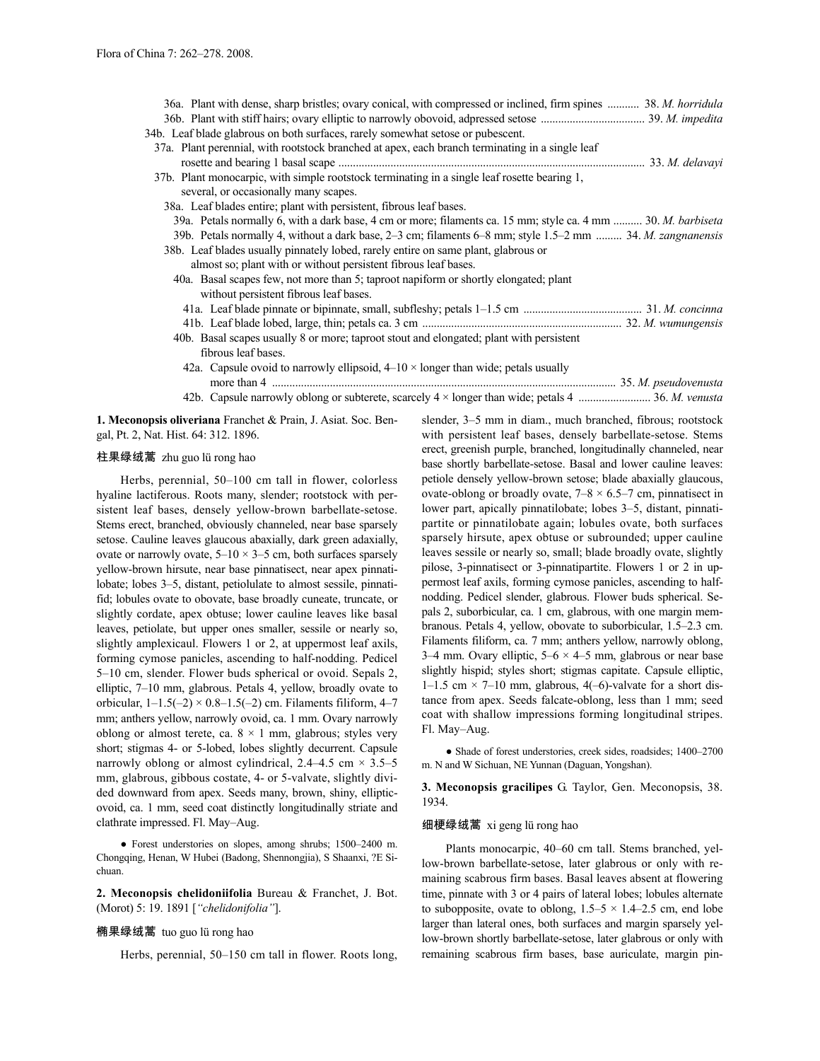36a. Plant with dense, sharp bristles; ovary conical, with compressed or inclined, firm spines ........... 38. *M. horridula*

36b. Plant with stiff hairs; ovary elliptic to narrowly obovoid, adpressed setose .................................... 39. *M. impedita*

34b. Leaf blade glabrous on both surfaces, rarely somewhat setose or pubescent.

37a. Plant perennial, with rootstock branched at apex, each branch terminating in a single leaf rosette and bearing 1 basal scape ......................................................................................................... 33. *M. delavayi*

37b. Plant monocarpic, with simple rootstock terminating in a single leaf rosette bearing 1, several, or occasionally many scapes.

38a. Leaf blades entire; plant with persistent, fibrous leaf bases.

39a. Petals normally 6, with a dark base, 4 cm or more; filaments ca. 15 mm; style ca. 4 mm .......... 30. *M. barbiseta*

39b. Petals normally 4, without a dark base, 2–3 cm; filaments 6–8 mm; style 1.5–2 mm ......... 34. *M. zangnanensis*

38b. Leaf blades usually pinnately lobed, rarely entire on same plant, glabrous or almost so; plant with or without persistent fibrous leaf bases.

40a. Basal scapes few, not more than 5; taproot napiform or shortly elongated; plant without persistent fibrous leaf bases.

41a. Leaf blade pinnate or bipinnate, small, subfleshy; petals 1–1.5 cm ......................................... 31. *M. concinna*

41b. Leaf blade lobed, large, thin; petals ca. 3 cm ..................................................................... 32. *M. wumungensis*

40b. Basal scapes usually 8 or more; taproot stout and elongated; plant with persistent fibrous leaf bases.

42a. Capsule ovoid to narrowly ellipsoid, 4–10 × longer than wide; petals usually more than 4 ...................................................................................................... 35. *M. pseudovenusta*

42b. Capsule narrowly oblong or subterete, scarcely 4 × longer than wide; petals 4 ......................... 36. *M. venusta*

**1. Meconopsis oliveriana** Franchet & Prain, J. Asiat. Soc. Bengal, Pt. 2, Nat. Hist. 64: 312. 1896.

**柱果绿绒蒿** zhu guo lü rong hao

Herbs, perennial, 50–100 cm tall in flower, colorless hyaline lactiferous. Roots many, slender; rootstock with persistent leaf bases, densely yellow-brown barbellate-setose. Stems erect, branched, obviously channeled, near base sparsely setose. Cauline leaves glaucous abaxially, dark green adaxially, ovate or narrowly ovate, 5–10 × 3–5 cm, both surfaces sparsely yellow-brown hirsute, near base pinnatisect, near apex pinnatilobate; lobes 3–5, distant, petiolulate to almost sessile, pinnatifid; lobules ovate to obovate, base broadly cuneate, truncate, or slightly cordate, apex obtuse; lower cauline leaves like basal leaves, petiolate, but upper ones smaller, sessile or nearly so, slightly amplexicaul. Flowers 1 or 2, at uppermost leaf axils, forming cymose panicles, ascending to half-nodding. Pedicel 5–10 cm, slender. Flower buds spherical or ovoid. Sepals 2, elliptic, 7–10 mm, glabrous. Petals 4, yellow, broadly ovate to orbicular, 1–1.5(–2) × 0.8–1.5(–2) cm. Filaments filiform, 4–7 mm; anthers yellow, narrowly ovoid, ca. 1 mm. Ovary narrowly oblong or almost terete, ca. 8 × 1 mm, glabrous; styles very short; stigmas 4- or 5-lobed, lobes slightly decurrent. Capsule narrowly oblong or almost cylindrical, 2.4–4.5 cm × 3.5–5 mm, glabrous, gibbous costate, 4- or 5-valvate, slightly divided downward from apex. Seeds many, brown, shiny, elliptic-ovoid, ca. 1 mm, seed coat distinctly longitudinally striate and clathrate impressed. Fl. May–Aug.

● Forest understories on slopes, among shrubs; 1500–2400 m. Chongqing, Henan, W Hubei (Badong, Shennongjia), S Shaanxi, ?E Sichuan.

**2. Meconopsis chelidoniifolia** Bureau & Franchet, J. Bot. (Morot) 5: 19. 1891 [*"chelidonifolia"*].

**椭果绿绒蒿** tuo guo lü rong hao

Herbs, perennial, 50–150 cm tall in flower. Roots long, slender, 3–5 mm in diam., much branched, fibrous; rootstock with persistent leaf bases, densely barbellate-setose. Stems erect, greenish purple, branched, longitudinally channeled, near base shortly barbellate-setose. Basal and lower cauline leaves: petiole densely yellow-brown setose; blade abaxially glaucous, ovate-oblong or broadly ovate, 7–8 × 6.5–7 cm, pinnatisect in lower part, apically pinnatilobate; lobes 3–5, distant, pinnatipartite or pinnatilobate again; lobules ovate, both surfaces sparsely hirsute, apex obtuse or subrounded; upper cauline leaves sessile or nearly so, small; blade broadly ovate, slightly pilose, 3-pinnatisect or 3-pinnatipartite. Flowers 1 or 2 in uppermost leaf axils, forming cymose panicles, ascending to half-nodding. Pedicel slender, glabrous. Flower buds spherical. Sepals 2, suborbicular, ca. 1 cm, glabrous, with one margin membranous. Petals 4, yellow, obovate to suborbicular, 1.5–2.3 cm. Filaments filiform, ca. 7 mm; anthers yellow, narrowly oblong, 3–4 mm. Ovary elliptic, 5–6 × 4–5 mm, glabrous or near base slightly hispid; styles short; stigmas capitate. Capsule elliptic, 1–1.5 cm × 7–10 mm, glabrous, 4(–6)-valvate for a short distance from apex. Seeds falcate-oblong, less than 1 mm; seed coat with shallow impressions forming longitudinal stripes. Fl. May–Aug.

● Shade of forest understories, creek sides, roadsides; 1400–2700 m. N and W Sichuan, NE Yunnan (Daguan, Yongshan).

**3. Meconopsis gracilipes** G. Taylor, Gen. Meconopsis, 38. 1934.

**细梗绿绒蒿** xi geng lü rong hao

Plants monocarpic, 40–60 cm tall. Stems branched, yellow-brown barbellate-setose, later glabrous or only with remaining scabrous firm bases. Basal leaves absent at flowering time, pinnate with 3 or 4 pairs of lateral lobes; lobules alternate to subopposite, ovate to oblong, 1.5–5 × 1.4–2.5 cm, end lobe larger than lateral ones, both surfaces and margin sparsely yellow-brown shortly barbellate-setose, later glabrous or only with remaining scabrous firm bases, base auriculate, margin pin-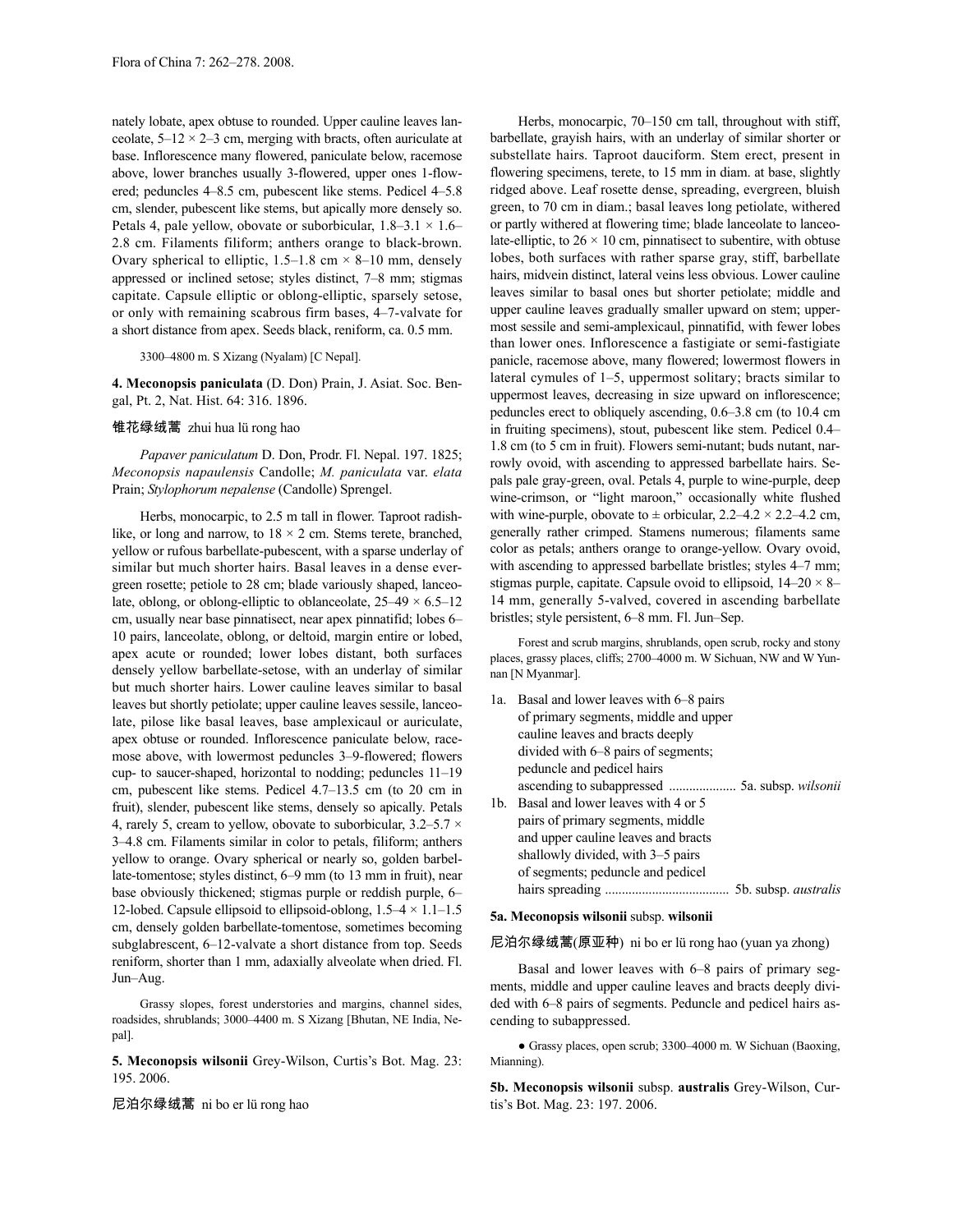nately lobate, apex obtuse to rounded. Upper cauline leaves lanceolate, 5–12 × 2–3 cm, merging with bracts, often auriculate at base. Inflorescence many flowered, paniculate below, racemose above, lower branches usually 3-flowered, upper ones 1-flowered; peduncles 4–8.5 cm, pubescent like stems. Pedicel 4–5.8 cm, slender, pubescent like stems, but apically more densely so. Petals 4, pale yellow, obovate or suborbicular, 1.8–3.1 × 1.6–2.8 cm. Filaments filiform; anthers orange to black-brown. Ovary spherical to elliptic, 1.5–1.8 cm × 8–10 mm, densely appressed or inclined setose; styles distinct, 7–8 mm; stigmas capitate. Capsule elliptic or oblong-elliptic, sparsely setose, or only with remaining scabrous firm bases, 4–7-valvate for a short distance from apex. Seeds black, reniform, ca. 0.5 mm.

3300–4800 m. S Xizang (Nyalam) [C Nepal].

**4. Meconopsis paniculata** (D. Don) Prain, J. Asiat. Soc. Bengal, Pt. 2, Nat. Hist. 64: 316. 1896.

**锥花绿绒蒿** zhui hua lü rong hao

*Papaver paniculatum* D. Don, Prodr. Fl. Nepal. 197. 1825; *Meconopsis napaulensis* Candolle; *M. paniculata* var. *elata* Prain; *Stylophorum nepalense* (Candolle) Sprengel.

Herbs, monocarpic, to 2.5 m tall in flower. Taproot radish-like, or long and narrow, to 18 × 2 cm. Stems terete, branched, yellow or rufous barbellate-pubescent, with a sparse underlay of similar but much shorter hairs. Basal leaves in a dense evergreen rosette; petiole to 28 cm; blade variously shaped, lanceolate, oblong, or oblong-elliptic to oblanceolate, 25–49 × 6.5–12 cm, usually near base pinnatisect, near apex pinnatifid; lobes 6–10 pairs, lanceolate, oblong, or deltoid, margin entire or lobed, apex acute or rounded; lower lobes distant, both surfaces densely yellow barbellate-setose, with an underlay of similar but much shorter hairs. Lower cauline leaves similar to basal leaves but shortly petiolate; upper cauline leaves sessile, lanceolate, pilose like basal leaves, base amplexicaul or auriculate, apex obtuse or rounded. Inflorescence paniculate below, racemose above, with lowermost peduncles 3–9-flowered; flowers cup- to saucer-shaped, horizontal to nodding; peduncles 11–19 cm, pubescent like stems. Pedicel 4.7–13.5 cm (to 20 cm in fruit), slender, pubescent like stems, densely so apically. Petals 4, rarely 5, cream to yellow, obovate to suborbicular, 3.2–5.7 × 3–4.8 cm. Filaments similar in color to petals, filiform; anthers yellow to orange. Ovary spherical or nearly so, golden barbellate-tomentose; styles distinct, 6–9 mm (to 13 mm in fruit), near base obviously thickened; stigmas purple or reddish purple, 6–12-lobed. Capsule ellipsoid to ellipsoid-oblong, 1.5–4 × 1.1–1.5 cm, densely golden barbellate-tomentose, sometimes becoming subglabrescent, 6–12-valvate a short distance from top. Seeds reniform, shorter than 1 mm, adaxially alveolate when dried. Fl. Jun–Aug.

Grassy slopes, forest understories and margins, channel sides, roadsides, shrublands; 3000–4400 m. S Xizang [Bhutan, NE India, Nepal].

**5. Meconopsis wilsonii** Grey-Wilson, Curtis's Bot. Mag. 23: 195. 2006.

**尼泊尔绿绒蒿** ni bo er lü rong hao

Herbs, monocarpic, 70–150 cm tall, throughout with stiff, barbellate, grayish hairs, with an underlay of similar shorter or substellate hairs. Taproot dauciform. Stem erect, present in flowering specimens, terete, to 15 mm in diam. at base, slightly ridged above. Leaf rosette dense, spreading, evergreen, bluish green, to 70 cm in diam.; basal leaves long petiolate, withered or partly withered at flowering time; blade lanceolate to lanceolate-elliptic, to 26 × 10 cm, pinnatisect to subentire, with obtuse lobes, both surfaces with rather sparse gray, stiff, barbellate hairs, midvein distinct, lateral veins less obvious. Lower cauline leaves similar to basal ones but shorter petiolate; middle and upper cauline leaves gradually smaller upward on stem; uppermost sessile and semi-amplexicaul, pinnatifid, with fewer lobes than lower ones. Inflorescence a fastigiate or semi-fastigiate panicle, racemose above, many flowered; lowermost flowers in lateral cymules of 1–5, uppermost solitary; bracts similar to uppermost leaves, decreasing in size upward on inflorescence; peduncles erect to obliquely ascending, 0.6–3.8 cm (to 10.4 cm in fruiting specimens), stout, pubescent like stem. Pedicel 0.4–1.8 cm (to 5 cm in fruit). Flowers semi-nutant; buds nutant, narrowly ovoid, with ascending to appressed barbellate hairs. Sepals pale gray-green, oval. Petals 4, purple to wine-purple, deep wine-crimson, or "light maroon," occasionally white flushed with wine-purple, obovate to ± orbicular, 2.2–4.2 × 2.2–4.2 cm, generally rather crimped. Stamens numerous; filaments same color as petals; anthers orange to orange-yellow. Ovary ovoid, with ascending to appressed barbellate bristles; styles 4–7 mm; stigmas purple, capitate. Capsule ovoid to ellipsoid, 14–20 × 8–14 mm, generally 5-valved, covered in ascending barbellate bristles; style persistent, 6–8 mm. Fl. Jun–Sep.

Forest and scrub margins, shrublands, open scrub, rocky and stony places, grassy places, cliffs; 2700–4000 m. W Sichuan, NW and W Yunnan [N Myanmar].

1a. Basal and lower leaves with 6–8 pairs of primary segments, middle and upper cauline leaves and bracts deeply divided with 6–8 pairs of segments; peduncle and pedicel hairs ascending to subappressed .................... 5a. subsp. *wilsonii*

1b. Basal and lower leaves with 4 or 5 pairs of primary segments, middle and upper cauline leaves and bracts shallowly divided, with 3–5 pairs of segments; peduncle and pedicel hairs spreading ..................................... 5b. subsp. *australis*

**5a. Meconopsis wilsonii** subsp. **wilsonii**

**尼泊尔绿绒蒿(原亚种)** ni bo er lü rong hao (yuan ya zhong)

Basal and lower leaves with 6–8 pairs of primary segments, middle and upper cauline leaves and bracts deeply divided with 6–8 pairs of segments. Peduncle and pedicel hairs ascending to subappressed.

● Grassy places, open scrub; 3300–4000 m. W Sichuan (Baoxing, Mianning).

**5b. Meconopsis wilsonii** subsp. **australis** Grey-Wilson, Curtis's Bot. Mag. 23: 197. 2006.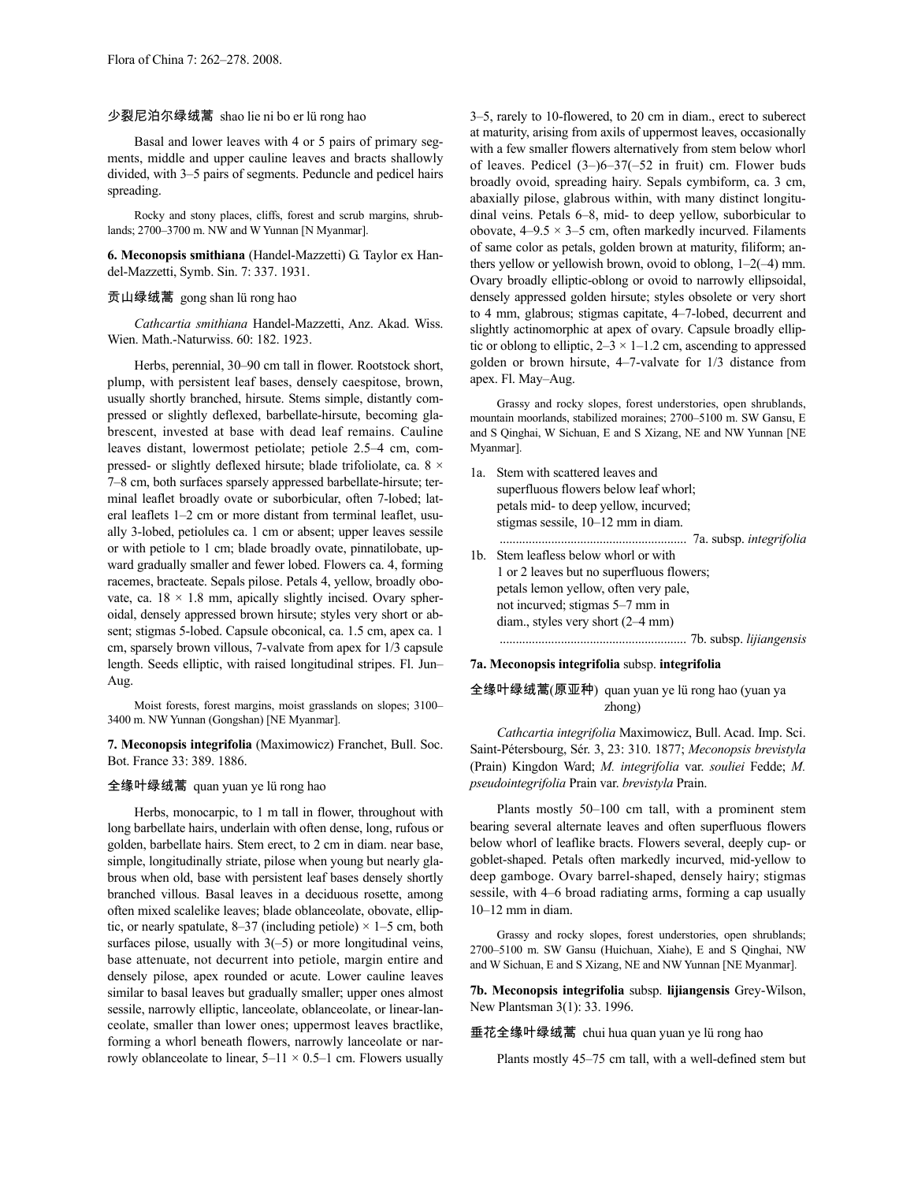少裂尼泊尔绿绒蒿 shao lie ni bo er lü rong hao

Basal and lower leaves with 4 or 5 pairs of primary segments, middle and upper cauline leaves and bracts shallowly divided, with 3–5 pairs of segments. Peduncle and pedicel hairs spreading.

Rocky and stony places, cliffs, forest and scrub margins, shrublands; 2700–3700 m. NW and W Yunnan [N Myanmar].

**6. Meconopsis smithiana** (Handel-Mazzetti) G. Taylor ex Handel-Mazzetti, Symb. Sin. 7: 337. 1931.

贡山绿绒蒿 gong shan lü rong hao

*Cathcartia smithiana* Handel-Mazzetti, Anz. Akad. Wiss. Wien. Math.-Naturwiss. 60: 182. 1923.

Herbs, perennial, 30–90 cm tall in flower. Rootstock short, plump, with persistent leaf bases, densely caespitose, brown, usually shortly branched, hirsute. Stems simple, distantly compressed or slightly deflexed, barbellate-hirsute, becoming glabrescent, invested at base with dead leaf remains. Cauline leaves distant, lowermost petiolate; petiole 2.5–4 cm, compressed- or slightly deflexed hirsute; blade trifoliolate, ca. 8 × 7–8 cm, both surfaces sparsely appressed barbellate-hirsute; terminal leaflet broadly ovate or suborbicular, often 7-lobed; lateral leaflets 1–2 cm or more distant from terminal leaflet, usually 3-lobed, petiolules ca. 1 cm or absent; upper leaves sessile or with petiole to 1 cm; blade broadly ovate, pinnatilobate, upward gradually smaller and fewer lobed. Flowers ca. 4, forming racemes, bracteate. Sepals pilose. Petals 4, yellow, broadly obovate, ca. 18 × 1.8 mm, apically slightly incised. Ovary spheroidal, densely appressed brown hirsute; styles very short or absent; stigmas 5-lobed. Capsule obconical, ca. 1.5 cm, apex ca. 1 cm, sparsely brown villous, 7-valvate from apex for 1/3 capsule length. Seeds elliptic, with raised longitudinal stripes. Fl. Jun–Aug.

Moist forests, forest margins, moist grasslands on slopes; 3100–3400 m. NW Yunnan (Gongshan) [NE Myanmar].

**7. Meconopsis integrifolia** (Maximowicz) Franchet, Bull. Soc. Bot. France 33: 389. 1886.

全缘叶绿绒蒿 quan yuan ye lü rong hao

Herbs, monocarpic, to 1 m tall in flower, throughout with long barbellate hairs, underlain with often dense, long, rufous or golden, barbellate hairs. Stem erect, to 2 cm in diam. near base, simple, longitudinally striate, pilose when young but nearly glabrous when old, base with persistent leaf bases densely shortly branched villous. Basal leaves in a deciduous rosette, among often mixed scalelike leaves; blade oblanceolate, obovate, elliptic, or nearly spatulate, 8–37 (including petiole) × 1–5 cm, both surfaces pilose, usually with 3(–5) or more longitudinal veins, base attenuate, not decurrent into petiole, margin entire and densely pilose, apex rounded or acute. Lower cauline leaves similar to basal leaves but gradually smaller; upper ones almost sessile, narrowly elliptic, lanceolate, oblanceolate, or linear-lanceolate, smaller than lower ones; uppermost leaves bractlike, forming a whorl beneath flowers, narrowly lanceolate or narrowly oblanceolate to linear, 5–11 × 0.5–1 cm. Flowers usually 3–5, rarely to 10-flowered, to 20 cm in diam., erect to suberect at maturity, arising from axils of uppermost leaves, occasionally with a few smaller flowers alternatively from stem below whorl of leaves. Pedicel (3–)6–37(–52 in fruit) cm. Flower buds broadly ovoid, spreading hairy. Sepals cymbiform, ca. 3 cm, abaxially pilose, glabrous within, with many distinct longitudinal veins. Petals 6–8, mid- to deep yellow, suborbicular to obovate, 4–9.5 × 3–5 cm, often markedly incurved. Filaments of same color as petals, golden brown at maturity, filiform; anthers yellow or yellowish brown, ovoid to oblong, 1–2(–4) mm. Ovary broadly elliptic-oblong or ovoid to narrowly ellipsoidal, densely appressed golden hirsute; styles obsolete or very short to 4 mm, glabrous; stigmas capitate, 4–7-lobed, decurrent and slightly actinomorphic at apex of ovary. Capsule broadly elliptic or oblong to elliptic, 2–3 × 1–1.2 cm, ascending to appressed golden or brown hirsute, 4–7-valvate for 1/3 distance from apex. Fl. May–Aug.

Grassy and rocky slopes, forest understories, open shrublands, mountain moorlands, stabilized moraines; 2700–5100 m. SW Gansu, E and S Qinghai, W Sichuan, E and S Xizang, NE and NW Yunnan [NE Myanmar].

1a. Stem with scattered leaves and superfluous flowers below leaf whorl; petals mid- to deep yellow, incurved; stigmas sessile, 10–12 mm in diam. .......................................................... 7a. subsp. *integrifolia*

1b. Stem leafless below whorl or with 1 or 2 leaves but no superfluous flowers; petals lemon yellow, often very pale, not incurved; stigmas 5–7 mm in diam., styles very short (2–4 mm) ......................................................... 7b. subsp. *lijiangensis*

**7a. Meconopsis integrifolia** subsp. **integrifolia**

全缘叶绿绒蒿(原亚种) quan yuan ye lü rong hao (yuan ya zhong)

*Cathcartia integrifolia* Maximowicz, Bull. Acad. Imp. Sci. Saint-Pétersbourg, Sér. 3, 23: 310. 1877; *Meconopsis brevistyla* (Prain) Kingdon Ward; *M. integrifolia* var. *souliei* Fedde; *M. pseudointegrifolia* Prain var. *brevistyla* Prain.

Plants mostly 50–100 cm tall, with a prominent stem bearing several alternate leaves and often superfluous flowers below whorl of leaflike bracts. Flowers several, deeply cup- or goblet-shaped. Petals often markedly incurved, mid-yellow to deep gamboge. Ovary barrel-shaped, densely hairy; stigmas sessile, with 4–6 broad radiating arms, forming a cap usually 10–12 mm in diam.

Grassy and rocky slopes, forest understories, open shrublands; 2700–5100 m. SW Gansu (Huichuan, Xiahe), E and S Qinghai, NW and W Sichuan, E and S Xizang, NE and NW Yunnan [NE Myanmar].

**7b. Meconopsis integrifolia** subsp. **lijiangensis** Grey-Wilson, New Plantsman 3(1): 33. 1996.

垂花全缘叶绿绒蒿 chui hua quan yuan ye lü rong hao

Plants mostly 45–75 cm tall, with a well-defined stem but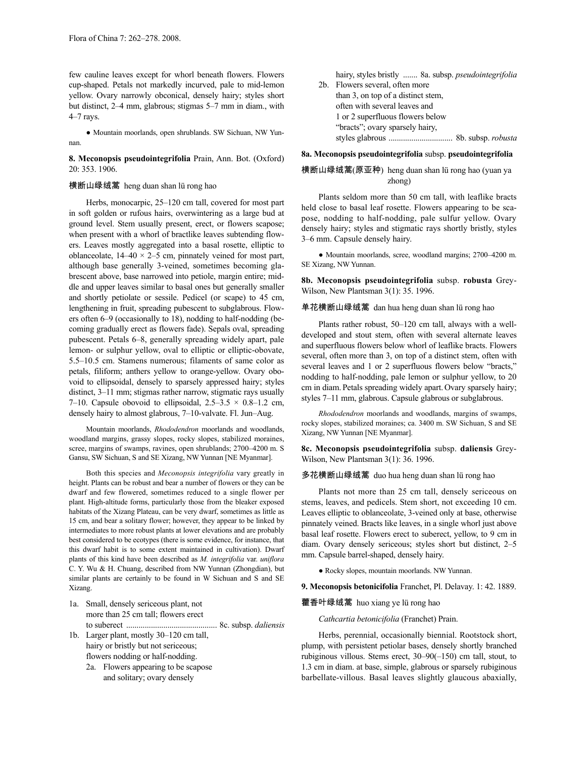few cauline leaves except for whorl beneath flowers. Flowers cup-shaped. Petals not markedly incurved, pale to mid-lemon yellow. Ovary narrowly obconical, densely hairy; styles short but distinct, 2–4 mm, glabrous; stigmas 5–7 mm in diam., with 4–7 rays.

● Mountain moorlands, open shrublands. SW Sichuan, NW Yunnan.

**8. Meconopsis pseudointegrifolia** Prain, Ann. Bot. (Oxford) 20: 353. 1906.

横断山绿绒蒿 heng duan shan lü rong hao

Herbs, monocarpic, 25–120 cm tall, covered for most part in soft golden or rufous hairs, overwintering as a large bud at ground level. Stem usually present, erect, or flowers scapose; when present with a whorl of bractlike leaves subtending flowers. Leaves mostly aggregated into a basal rosette, elliptic to oblanceolate, 14–40 × 2–5 cm, pinnately veined for most part, although base generally 3-veined, sometimes becoming glabrescent above, base narrowed into petiole, margin entire; middle and upper leaves similar to basal ones but generally smaller and shortly petiolate or sessile. Pedicel (or scape) to 45 cm, lengthening in fruit, spreading pubescent to subglabrous. Flowers often 6–9 (occasionally to 18), nodding to half-nodding (becoming gradually erect as flowers fade). Sepals oval, spreading pubescent. Petals 6–8, generally spreading widely apart, pale lemon- or sulphur yellow, oval to elliptic or elliptic-obovate, 5.5–10.5 cm. Stamens numerous; filaments of same color as petals, filiform; anthers yellow to orange-yellow. Ovary obovoid to ellipsoidal, densely to sparsely appressed hairy; styles distinct, 3–11 mm; stigmas rather narrow, stigmatic rays usually 7–10. Capsule obovoid to ellipsoidal, 2.5–3.5 × 0.8–1.2 cm, densely hairy to almost glabrous, 7–10-valvate. Fl. Jun–Aug.

Mountain moorlands, *Rhododendron* moorlands and woodlands, woodland margins, grassy slopes, rocky slopes, stabilized moraines, scree, margins of swamps, ravines, open shrublands; 2700–4200 m. S Gansu, SW Sichuan, S and SE Xizang, NW Yunnan [NE Myanmar].

Both this species and *Meconopsis integrifolia* vary greatly in height. Plants can be robust and bear a number of flowers or they can be dwarf and few flowered, sometimes reduced to a single flower per plant. High-altitude forms, particularly those from the bleaker exposed habitats of the Xizang Plateau, can be very dwarf, sometimes as little as 15 cm, and bear a solitary flower; however, they appear to be linked by intermediates to more robust plants at lower elevations and are probably best considered to be ecotypes (there is some evidence, for instance, that this dwarf habit is to some extent maintained in cultivation). Dwarf plants of this kind have been described as *M. integrifolia* var. *uniflora* C. Y. Wu & H. Chuang, described from NW Yunnan (Zhongdian), but similar plants are certainly to be found in W Sichuan and S and SE Xizang.

1a. Small, densely sericeous plant, not more than 25 cm tall; flowers erect to suberect ........................................... 8c. subsp. *daliensis*
1b. Larger plant, mostly 30–120 cm tall, hairy or bristly but not sericeous; flowers nodding or half-nodding.
   2a. Flowers appearing to be scapose and solitary; ovary densely hairy, styles bristly ....... 8a. subsp. *pseudointegrifolia*
   2b. Flowers several, often more than 3, on top of a distinct stem, often with several leaves and 1 or 2 superfluous flowers below "bracts"; ovary sparsely hairy, styles glabrous .............................. 8b. subsp. *robusta*

**8a. Meconopsis pseudointegrifolia** subsp. **pseudointegrifolia**

横断山绿绒蒿(原亚种) heng duan shan lü rong hao (yuan ya zhong)

Plants seldom more than 50 cm tall, with leaflike bracts held close to basal leaf rosette. Flowers appearing to be scapose, nodding to half-nodding, pale sulfur yellow. Ovary densely hairy; styles and stigmatic rays shortly bristly, styles 3–6 mm. Capsule densely hairy.

● Mountain moorlands, scree, woodland margins; 2700–4200 m. SE Xizang, NW Yunnan.

**8b. Meconopsis pseudointegrifolia** subsp. **robusta** Grey-Wilson, New Plantsman 3(1): 35. 1996.

单花横断山绿绒蒿 dan hua heng duan shan lü rong hao

Plants rather robust, 50–120 cm tall, always with a well-developed and stout stem, often with several alternate leaves and superfluous flowers below whorl of leaflike bracts. Flowers several, often more than 3, on top of a distinct stem, often with several leaves and 1 or 2 superfluous flowers below "bracts," nodding to half-nodding, pale lemon or sulphur yellow, to 20 cm in diam. Petals spreading widely apart. Ovary sparsely hairy; styles 7–11 mm, glabrous. Capsule glabrous or subglabrous.

*Rhododendron* moorlands and woodlands, margins of swamps, rocky slopes, stabilized moraines; ca. 3400 m. SW Sichuan, S and SE Xizang, NW Yunnan [NE Myanmar].

**8c. Meconopsis pseudointegrifolia** subsp. **daliensis** Grey-Wilson, New Plantsman 3(1): 36. 1996.

多花横断山绿绒蒿 duo hua heng duan shan lü rong hao

Plants not more than 25 cm tall, densely sericeous on stems, leaves, and pedicels. Stem short, not exceeding 10 cm. Leaves elliptic to oblanceolate, 3-veined only at base, otherwise pinnately veined. Bracts like leaves, in a single whorl just above basal leaf rosette. Flowers erect to suberect, yellow, to 9 cm in diam. Ovary densely sericeous; styles short but distinct, 2–5 mm. Capsule barrel-shaped, densely hairy.

● Rocky slopes, mountain moorlands. NW Yunnan.

**9. Meconopsis betonicifolia** Franchet, Pl. Delavay. 1: 42. 1889.

藿香叶绿绒蒿 huo xiang ye lü rong hao

*Cathcartia betonicifolia* (Franchet) Prain.

Herbs, perennial, occasionally biennial. Rootstock short, plump, with persistent petiolar bases, densely shortly branched rubiginous villous. Stems erect, 30–90(–150) cm tall, stout, to 1.3 cm in diam. at base, simple, glabrous or sparsely rubiginous barbellate-villous. Basal leaves slightly glaucous abaxially,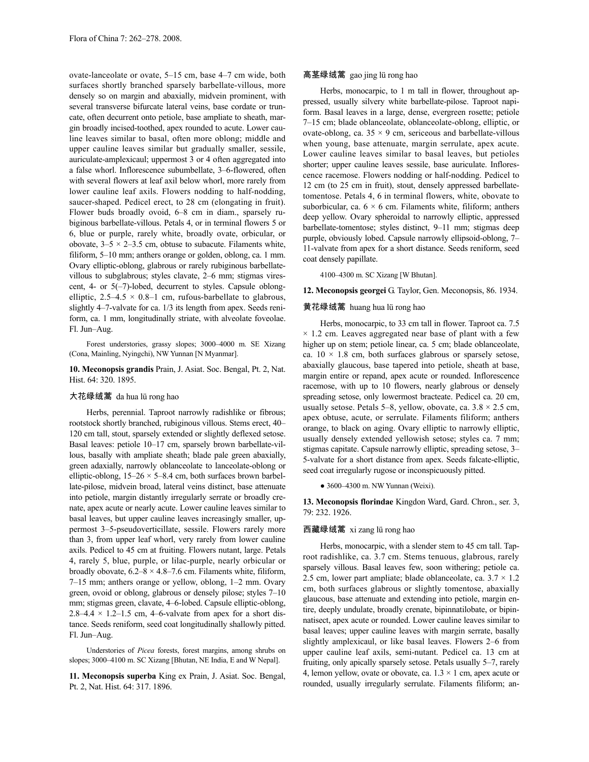ovate-lanceolate or ovate, 5–15 cm, base 4–7 cm wide, both surfaces shortly branched sparsely barbellate-villous, more densely so on margin and abaxially, midvein prominent, with several transverse bifurcate lateral veins, base cordate or truncate, often decurrent onto petiole, base ampliate to sheath, margin broadly incised-toothed, apex rounded to acute. Lower cauline leaves similar to basal, often more oblong; middle and upper cauline leaves similar but gradually smaller, sessile, auriculate-amplexicaul; uppermost 3 or 4 often aggregated into a false whorl. Inflorescence subumbellate, 3–6-flowered, often with several flowers at leaf axil below whorl, more rarely from lower cauline leaf axils. Flowers nodding to half-nodding, saucer-shaped. Pedicel erect, to 28 cm (elongating in fruit). Flower buds broadly ovoid, 6–8 cm in diam., sparsely rubiginous barbellate-villous. Petals 4, or in terminal flowers 5 or 6, blue or purple, rarely white, broadly ovate, orbicular, or obovate, 3–5 × 2–3.5 cm, obtuse to subacute. Filaments white, filiform, 5–10 mm; anthers orange or golden, oblong, ca. 1 mm. Ovary elliptic-oblong, glabrous or rarely rubiginous barbellate-villous to subglabrous; styles clavate, 2–6 mm; stigmas virescent, 4- or 5(–7)-lobed, decurrent to styles. Capsule oblong-elliptic, 2.5–4.5 × 0.8–1 cm, rufous-barbellate to glabrous, slightly 4–7-valvate for ca. 1/3 its length from apex. Seeds reniform, ca. 1 mm, longitudinally striate, with alveolate foveolae. Fl. Jun–Aug.

Forest understories, grassy slopes; 3000–4000 m. SE Xizang (Cona, Mainling, Nyingchi), NW Yunnan [N Myanmar].

**10. Meconopsis grandis** Prain, J. Asiat. Soc. Bengal, Pt. 2, Nat. Hist. 64: 320. 1895.

大花绿绒蒿 da hua lü rong hao

Herbs, perennial. Taproot narrowly radishlike or fibrous; rootstock shortly branched, rubiginous villous. Stems erect, 40–120 cm tall, stout, sparsely extended or slightly deflexed setose. Basal leaves: petiole 10–17 cm, sparsely brown barbellate-villous, basally with ampliate sheath; blade pale green abaxially, green adaxially, narrowly oblanceolate to lanceolate-oblong or elliptic-oblong, 15–26 × 5–8.4 cm, both surfaces brown barbellate-pilose, midvein broad, lateral veins distinct, base attenuate into petiole, margin distantly irregularly serrate or broadly crenate, apex acute or nearly acute. Lower cauline leaves similar to basal leaves, but upper cauline leaves increasingly smaller, uppermost 3–5-pseudoverticillate, sessile. Flowers rarely more than 3, from upper leaf whorl, very rarely from lower cauline axils. Pedicel to 45 cm at fruiting. Flowers nutant, large. Petals 4, rarely 5, blue, purple, or lilac-purple, nearly orbicular or broadly obovate, 6.2–8 × 4.8–7.6 cm. Filaments white, filiform, 7–15 mm; anthers orange or yellow, oblong, 1–2 mm. Ovary green, ovoid or oblong, glabrous or densely pilose; styles 7–10 mm; stigmas green, clavate, 4–6-lobed. Capsule elliptic-oblong, 2.8–4.4 × 1.2–1.5 cm, 4–6-valvate from apex for a short distance. Seeds reniform, seed coat longitudinally shallowly pitted. Fl. Jun–Aug.

Understories of *Picea* forests, forest margins, among shrubs on slopes; 3000–4100 m. SC Xizang [Bhutan, NE India, E and W Nepal].

**11. Meconopsis superba** King ex Prain, J. Asiat. Soc. Bengal, Pt. 2, Nat. Hist. 64: 317. 1896.

高茎绿绒蒿 gao jing lü rong hao

Herbs, monocarpic, to 1 m tall in flower, throughout appressed, usually silvery white barbellate-pilose. Taproot napiform. Basal leaves in a large, dense, evergreen rosette; petiole 7–15 cm; blade oblanceolate, oblanceolate-oblong, elliptic, or ovate-oblong, ca. 35 × 9 cm, sericeous and barbellate-villous when young, base attenuate, margin serrulate, apex acute. Lower cauline leaves similar to basal leaves, but petioles shorter; upper cauline leaves sessile, base auriculate. Inflorescence racemose. Flowers nodding or half-nodding. Pedicel to 12 cm (to 25 cm in fruit), stout, densely appressed barbellate-tomentose. Petals 4, 6 in terminal flowers, white, obovate to suborbicular, ca. 6 × 6 cm. Filaments white, filiform; anthers deep yellow. Ovary spheroidal to narrowly elliptic, appressed barbellate-tomentose; styles distinct, 9–11 mm; stigmas deep purple, obviously lobed. Capsule narrowly ellipsoid-oblong, 7–11-valvate from apex for a short distance. Seeds reniform, seed coat densely papillate.

4100–4300 m. SC Xizang [W Bhutan].

**12. Meconopsis georgei** G. Taylor, Gen. Meconopsis, 86. 1934.

黄花绿绒蒿 huang hua lü rong hao

Herbs, monocarpic, to 33 cm tall in flower. Taproot ca. 7.5 × 1.2 cm. Leaves aggregated near base of plant with a few higher up on stem; petiole linear, ca. 5 cm; blade oblanceolate, ca. 10 × 1.8 cm, both surfaces glabrous or sparsely setose, abaxially glaucous, base tapered into petiole, sheath at base, margin entire or repand, apex acute or rounded. Inflorescence racemose, with up to 10 flowers, nearly glabrous or densely spreading setose, only lowermost bracteate. Pedicel ca. 20 cm, usually setose. Petals 5–8, yellow, obovate, ca. 3.8 × 2.5 cm, apex obtuse, acute, or serrulate. Filaments filiform; anthers orange, to black on aging. Ovary elliptic to narrowly elliptic, usually densely extended yellowish setose; styles ca. 7 mm; stigmas capitate. Capsule narrowly elliptic, spreading setose, 3–5-valvate for a short distance from apex. Seeds falcate-elliptic, seed coat irregularly rugose or inconspicuously pitted.

● 3600–4300 m. NW Yunnan (Weixi).

**13. Meconopsis florindae** Kingdon Ward, Gard. Chron., ser. 3, 79: 232. 1926.

西藏绿绒蒿 xi zang lü rong hao

Herbs, monocarpic, with a slender stem to 45 cm tall. Taproot radishlike, ca. 3.7 cm. Stems tenuous, glabrous, rarely sparsely villous. Basal leaves few, soon withering; petiole ca. 2.5 cm, lower part ampliate; blade oblanceolate, ca. 3.7 × 1.2 cm, both surfaces glabrous or slightly tomentose, abaxially glaucous, base attenuate and extending into petiole, margin entire, deeply undulate, broadly crenate, bipinnatilobate, or bipinnatisect, apex acute or rounded. Lower cauline leaves similar to basal leaves; upper cauline leaves with margin serrate, basally slightly amplexicaul, or like basal leaves. Flowers 2–6 from upper cauline leaf axils, semi-nutant. Pedicel ca. 13 cm at fruiting, only apically sparsely setose. Petals usually 5–7, rarely 4, lemon yellow, ovate or obovate, ca. 1.3 × 1 cm, apex acute or rounded, usually irregularly serrulate. Filaments filiform; an-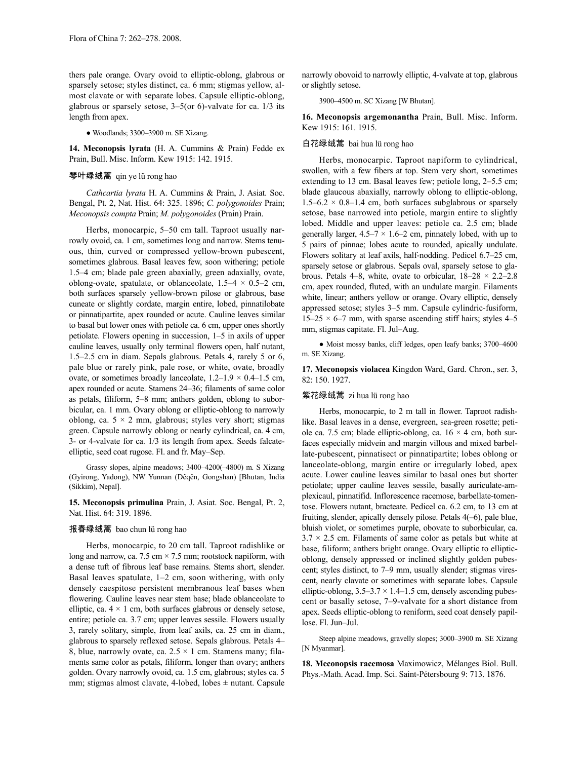thers pale orange. Ovary ovoid to elliptic-oblong, glabrous or sparsely setose; styles distinct, ca. 6 mm; stigmas yellow, almost clavate or with separate lobes. Capsule elliptic-oblong, glabrous or sparsely setose, 3–5(or 6)-valvate for ca. 1/3 its length from apex.

● Woodlands; 3300–3900 m. SE Xizang.

**14. Meconopsis lyrata** (H. A. Cummins & Prain) Fedde ex Prain, Bull. Misc. Inform. Kew 1915: 142. 1915.

琴叶绿绒蒿 qin ye lü rong hao

*Cathcartia lyrata* H. A. Cummins & Prain, J. Asiat. Soc. Bengal, Pt. 2, Nat. Hist. 64: 325. 1896; *C. polygonoides* Prain; *Meconopsis compta* Prain; *M. polygonoides* (Prain) Prain.

Herbs, monocarpic, 5–50 cm tall. Taproot usually narrowly ovoid, ca. 1 cm, sometimes long and narrow. Stems tenuous, thin, curved or compressed yellow-brown pubescent, sometimes glabrous. Basal leaves few, soon withering; petiole 1.5–4 cm; blade pale green abaxially, green adaxially, ovate, oblong-ovate, spatulate, or oblanceolate, 1.5–4 × 0.5–2 cm, both surfaces sparsely yellow-brown pilose or glabrous, base cuneate or slightly cordate, margin entire, lobed, pinnatilobate or pinnatipartite, apex rounded or acute. Cauline leaves similar to basal but lower ones with petiole ca. 6 cm, upper ones shortly petiolate. Flowers opening in succession, 1–5 in axils of upper cauline leaves, usually only terminal flowers open, half nutant, 1.5–2.5 cm in diam. Sepals glabrous. Petals 4, rarely 5 or 6, pale blue or rarely pink, pale rose, or white, ovate, broadly ovate, or sometimes broadly lanceolate, 1.2–1.9 × 0.4–1.5 cm, apex rounded or acute. Stamens 24–36; filaments of same color as petals, filiform, 5–8 mm; anthers golden, oblong to suborbicular, ca. 1 mm. Ovary oblong or elliptic-oblong to narrowly oblong, ca. 5 × 2 mm, glabrous; styles very short; stigmas green. Capsule narrowly oblong or nearly cylindrical, ca. 4 cm, 3- or 4-valvate for ca. 1/3 its length from apex. Seeds falcate-elliptic, seed coat rugose. Fl. and fr. May–Sep.

Grassy slopes, alpine meadows; 3400–4200(–4800) m. S Xizang (Gyirong, Yadong), NW Yunnan (Dêqên, Gongshan) [Bhutan, India (Sikkim), Nepal].

**15. Meconopsis primulina** Prain, J. Asiat. Soc. Bengal, Pt. 2, Nat. Hist. 64: 319. 1896.

报春绿绒蒿 bao chun lü rong hao

Herbs, monocarpic, to 20 cm tall. Taproot radishlike or long and narrow, ca. 7.5 cm × 7.5 mm; rootstock napiform, with a dense tuft of fibrous leaf base remains. Stems short, slender. Basal leaves spatulate, 1–2 cm, soon withering, with only densely caespitose persistent membranous leaf bases when flowering. Cauline leaves near stem base; blade oblanceolate to elliptic, ca. 4 × 1 cm, both surfaces glabrous or densely setose, entire; petiole ca. 3.7 cm; upper leaves sessile. Flowers usually 3, rarely solitary, simple, from leaf axils, ca. 25 cm in diam., glabrous to sparsely reflexed setose. Sepals glabrous. Petals 4–8, blue, narrowly ovate, ca. 2.5 × 1 cm. Stamens many; filaments same color as petals, filiform, longer than ovary; anthers golden. Ovary narrowly ovoid, ca. 1.5 cm, glabrous; styles ca. 5 mm; stigmas almost clavate, 4-lobed, lobes ± nutant. Capsule narrowly obovoid to narrowly elliptic, 4-valvate at top, glabrous or slightly setose.

3900–4500 m. SC Xizang [W Bhutan].

**16. Meconopsis argemonantha** Prain, Bull. Misc. Inform. Kew 1915: 161. 1915.

白花绿绒蒿 bai hua lü rong hao

Herbs, monocarpic. Taproot napiform to cylindrical, swollen, with a few fibers at top. Stem very short, sometimes extending to 13 cm. Basal leaves few; petiole long, 2–5.5 cm; blade glaucous abaxially, narrowly oblong to elliptic-oblong, 1.5–6.2 × 0.8–1.4 cm, both surfaces subglabrous or sparsely setose, base narrowed into petiole, margin entire to slightly lobed. Middle and upper leaves: petiole ca. 2.5 cm; blade generally larger, 4.5–7 × 1.6–2 cm, pinnately lobed, with up to 5 pairs of pinnae; lobes acute to rounded, apically undulate. Flowers solitary at leaf axils, half-nodding. Pedicel 6.7–25 cm, sparsely setose or glabrous. Sepals oval, sparsely setose to glabrous. Petals 4–8, white, ovate to orbicular, 18–28 × 2.2–2.8 cm, apex rounded, fluted, with an undulate margin. Filaments white, linear; anthers yellow or orange. Ovary elliptic, densely appressed setose; styles 3–5 mm. Capsule cylindric-fusiform, 15–25 × 6–7 mm, with sparse ascending stiff hairs; styles 4–5 mm, stigmas capitate. Fl. Jul–Aug.

● Moist mossy banks, cliff ledges, open leafy banks; 3700–4600 m. SE Xizang.

**17. Meconopsis violacea** Kingdon Ward, Gard. Chron., ser. 3, 82: 150. 1927.

紫花绿绒蒿 zi hua lü rong hao

Herbs, monocarpic, to 2 m tall in flower. Taproot radishlike. Basal leaves in a dense, evergreen, sea-green rosette; petiole ca. 7.5 cm; blade elliptic-oblong, ca. 16 × 4 cm, both surfaces especially midvein and margin villous and mixed barbellate-pubescent, pinnatisect or pinnatipartite; lobes oblong or lanceolate-oblong, margin entire or irregularly lobed, apex acute. Lower cauline leaves similar to basal ones but shorter petiolate; upper cauline leaves sessile, basally auriculate-amplexicaul, pinnatifid. Inflorescence racemose, barbellate-tomentose. Flowers nutant, bracteate. Pedicel ca. 6.2 cm, to 13 cm at fruiting, slender, apically densely pilose. Petals 4(–6), pale blue, bluish violet, or sometimes purple, obovate to suborbicular, ca. 3.7 × 2.5 cm. Filaments of same color as petals but white at base, filiform; anthers bright orange. Ovary elliptic to elliptic-oblong, densely appressed or inclined slightly golden pubescent; styles distinct, to 7–9 mm, usually slender; stigmas virescent, nearly clavate or sometimes with separate lobes. Capsule elliptic-oblong, 3.5–3.7 × 1.4–1.5 cm, densely ascending pubescent or basally setose, 7–9-valvate for a short distance from apex. Seeds elliptic-oblong to reniform, seed coat densely papillose. Fl. Jun–Jul.

Steep alpine meadows, gravelly slopes; 3000–3900 m. SE Xizang [N Myanmar].

**18. Meconopsis racemosa** Maximowicz, Mélanges Biol. Bull. Phys.-Math. Acad. Imp. Sci. Saint-Pétersbourg 9: 713. 1876.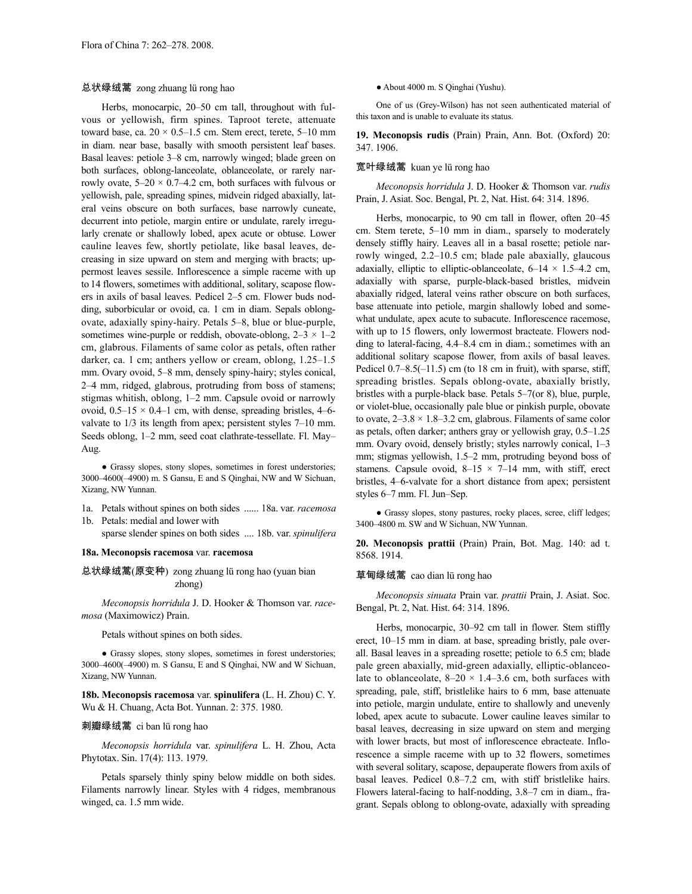总状绿绒蒿 zong zhuang lü rong hao

Herbs, monocarpic, 20–50 cm tall, throughout with fulvous or yellowish, firm spines. Taproot terete, attenuate toward base, ca. 20 × 0.5–1.5 cm. Stem erect, terete, 5–10 mm in diam. near base, basally with smooth persistent leaf bases. Basal leaves: petiole 3–8 cm, narrowly winged; blade green on both surfaces, oblong-lanceolate, oblanceolate, or rarely narrowly ovate, 5–20 × 0.7–4.2 cm, both surfaces with fulvous or yellowish, pale, spreading spines, midvein ridged abaxially, lateral veins obscure on both surfaces, base narrowly cuneate, decurrent into petiole, margin entire or undulate, rarely irregularly crenate or shallowly lobed, apex acute or obtuse. Lower cauline leaves few, shortly petiolate, like basal leaves, decreasing in size upward on stem and merging with bracts; uppermost leaves sessile. Inflorescence a simple raceme with up to 14 flowers, sometimes with additional, solitary, scapose flowers in axils of basal leaves. Pedicel 2–5 cm. Flower buds nodding, suborbicular or ovoid, ca. 1 cm in diam. Sepals oblong-ovate, adaxially spiny-hairy. Petals 5–8, blue or blue-purple, sometimes wine-purple or reddish, obovate-oblong, 2–3 × 1–2 cm, glabrous. Filaments of same color as petals, often rather darker, ca. 1 cm; anthers yellow or cream, oblong, 1.25–1.5 mm. Ovary ovoid, 5–8 mm, densely spiny-hairy; styles conical, 2–4 mm, ridged, glabrous, protruding from boss of stamens; stigmas whitish, oblong, 1–2 mm. Capsule ovoid or narrowly ovoid, 0.5–15 × 0.4–1 cm, with dense, spreading bristles, 4–6-valvate to 1/3 its length from apex; persistent styles 7–10 mm. Seeds oblong, 1–2 mm, seed coat clathrate-tessellate. Fl. May–Aug.

● Grassy slopes, stony slopes, sometimes in forest understories; 3000–4600(–4900) m. S Gansu, E and S Qinghai, NW and W Sichuan, Xizang, NW Yunnan.

1a. Petals without spines on both sides ...... 18a. var. *racemosa*
1b. Petals: medial and lower with sparse slender spines on both sides .... 18b. var. *spinulifera*

**18a. Meconopsis racemosa** var. **racemosa**

总状绿绒蒿(原变种) zong zhuang lü rong hao (yuan bian zhong)

*Meconopsis horridula* J. D. Hooker & Thomson var. *racemosa* (Maximowicz) Prain.

Petals without spines on both sides.

● Grassy slopes, stony slopes, sometimes in forest understories; 3000–4600(–4900) m. S Gansu, E and S Qinghai, NW and W Sichuan, Xizang, NW Yunnan.

**18b. Meconopsis racemosa** var. **spinulifera** (L. H. Zhou) C. Y. Wu & H. Chuang, Acta Bot. Yunnan. 2: 375. 1980.

刺瓣绿绒蒿 ci ban lü rong hao

*Meconopsis horridula* var. *spinulifera* L. H. Zhou, Acta Phytotax. Sin. 17(4): 113. 1979.

Petals sparsely thinly spiny below middle on both sides. Filaments narrowly linear. Styles with 4 ridges, membranous winged, ca. 1.5 mm wide.

● About 4000 m. S Qinghai (Yushu).

One of us (Grey-Wilson) has not seen authenticated material of this taxon and is unable to evaluate its status.

**19. Meconopsis rudis** (Prain) Prain, Ann. Bot. (Oxford) 20: 347. 1906.

宽叶绿绒蒿 kuan ye lü rong hao

*Meconopsis horridula* J. D. Hooker & Thomson var. *rudis* Prain, J. Asiat. Soc. Bengal, Pt. 2, Nat. Hist. 64: 314. 1896.

Herbs, monocarpic, to 90 cm tall in flower, often 20–45 cm. Stem terete, 5–10 mm in diam., sparsely to moderately densely stiffly hairy. Leaves all in a basal rosette; petiole narrowly winged, 2.2–10.5 cm; blade pale abaxially, glaucous adaxially, elliptic to elliptic-oblanceolate, 6–14 × 1.5–4.2 cm, adaxially with sparse, purple-black-based bristles, midvein abaxially ridged, lateral veins rather obscure on both surfaces, base attenuate into petiole, margin shallowly lobed and somewhat undulate, apex acute to subacute. Inflorescence racemose, with up to 15 flowers, only lowermost bracteate. Flowers nodding to lateral-facing, 4.4–8.4 cm in diam.; sometimes with an additional solitary scapose flower, from axils of basal leaves. Pedicel 0.7–8.5(–11.5) cm (to 18 cm in fruit), with sparse, stiff, spreading bristles. Sepals oblong-ovate, abaxially bristly, bristles with a purple-black base. Petals 5–7(or 8), blue, purple, or violet-blue, occasionally pale blue or pinkish purple, obovate to ovate, 2–3.8 × 1.8–3.2 cm, glabrous. Filaments of same color as petals, often darker; anthers gray or yellowish gray, 0.5–1.25 mm. Ovary ovoid, densely bristly; styles narrowly conical, 1–3 mm; stigmas yellowish, 1.5–2 mm, protruding beyond boss of stamens. Capsule ovoid, 8–15 × 7–14 mm, with stiff, erect bristles, 4–6-valvate for a short distance from apex; persistent styles 6–7 mm. Fl. Jun–Sep.

● Grassy slopes, stony pastures, rocky places, scree, cliff ledges; 3400–4800 m. SW and W Sichuan, NW Yunnan.

**20. Meconopsis prattii** (Prain) Prain, Bot. Mag. 140: ad t. 8568. 1914.

草甸绿绒蒿 cao dian lü rong hao

*Meconopsis sinuata* Prain var. *prattii* Prain, J. Asiat. Soc. Bengal, Pt. 2, Nat. Hist. 64: 314. 1896.

Herbs, monocarpic, 30–92 cm tall in flower. Stem stiffly erect, 10–15 mm in diam. at base, spreading bristly, pale overall. Basal leaves in a spreading rosette; petiole to 6.5 cm; blade pale green abaxially, mid-green adaxially, elliptic-oblanceolate to oblanceolate, 8–20 × 1.4–3.6 cm, both surfaces with spreading, pale, stiff, bristlelike hairs to 6 mm, base attenuate into petiole, margin undulate, entire to shallowly and unevenly lobed, apex acute to subacute. Lower cauline leaves similar to basal leaves, decreasing in size upward on stem and merging with lower bracts, but most of inflorescence ebracteate. Inflorescence a simple raceme with up to 32 flowers, sometimes with several solitary, scapose, depauperate flowers from axils of basal leaves. Pedicel 0.8–7.2 cm, with stiff bristlelike hairs. Flowers lateral-facing to half-nodding, 3.8–7 cm in diam., fragrant. Sepals oblong to oblong-ovate, adaxially with spreading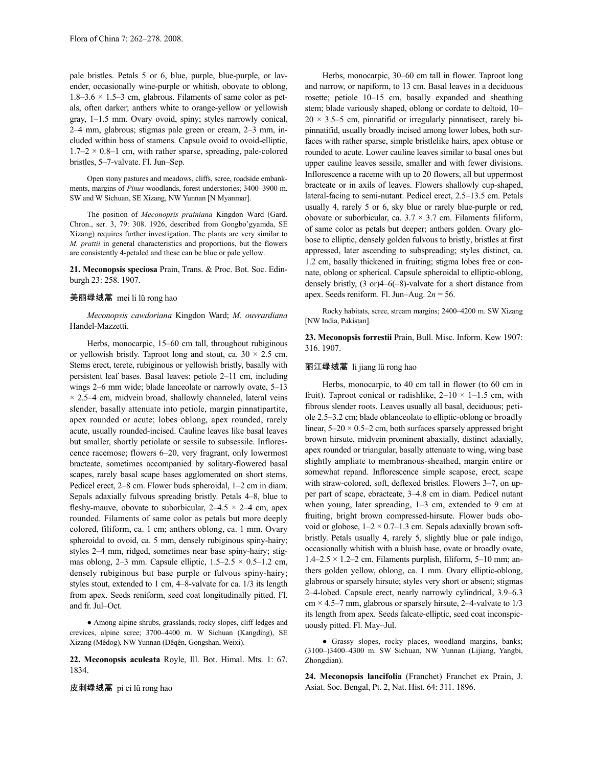pale bristles. Petals 5 or 6, blue, purple, blue-purple, or lavender, occasionally wine-purple or whitish, obovate to oblong, 1.8–3.6 × 1.5–3 cm, glabrous. Filaments of same color as petals, often darker; anthers white to orange-yellow or yellowish gray, 1–1.5 mm. Ovary ovoid, spiny; styles narrowly conical, 2–4 mm, glabrous; stigmas pale green or cream, 2–3 mm, included within boss of stamens. Capsule ovoid to ovoid-elliptic, 1.7–2 × 0.8–1 cm, with rather sparse, spreading, pale-colored bristles, 5–7-valvate. Fl. Jun–Sep.

Open stony pastures and meadows, cliffs, scree, roadside embankments, margins of *Pinus* woodlands, forest understories; 3400–3900 m. SW and W Sichuan, SE Xizang, NW Yunnan [N Myanmar].

The position of *Meconopsis prainiana* Kingdon Ward (Gard. Chron., ser. 3, 79: 308. 1926, described from Gongbo'gyamda, SE Xizang) requires further investigation. The plants are very similar to *M. prattii* in general characteristics and proportions, but the flowers are consistently 4-petaled and these can be blue or pale yellow.

**21. Meconopsis speciosa** Prain, Trans. & Proc. Bot. Soc. Edinburgh 23: 258. 1907.

美丽绿绒蒿 mei li lü rong hao

*Meconopsis cawdoriana* Kingdon Ward; *M. ouvrardiana* Handel-Mazzetti.

Herbs, monocarpic, 15–60 cm tall, throughout rubiginous or yellowish bristly. Taproot long and stout, ca. 30 × 2.5 cm. Stems erect, terete, rubiginous or yellowish bristly, basally with persistent leaf bases. Basal leaves: petiole 2–11 cm, including wings 2–6 mm wide; blade lanceolate or narrowly ovate, 5–13 × 2.5–4 cm, midvein broad, shallowly channeled, lateral veins slender, basally attenuate into petiole, margin pinnatipartite, apex rounded or acute; lobes oblong, apex rounded, rarely acute, usually rounded-incised. Cauline leaves like basal leaves but smaller, shortly petiolate or sessile to subsessile. Inflorescence racemose; flowers 6–20, very fragrant, only lowermost bracteate, sometimes accompanied by solitary-flowered basal scapes, rarely basal scape bases agglomerated on short stems. Pedicel erect, 2–8 cm. Flower buds spheroidal, 1–2 cm in diam. Sepals adaxially fulvous spreading bristly. Petals 4–8, blue to fleshy-mauve, obovate to suborbicular, 2–4.5 × 2–4 cm, apex rounded. Filaments of same color as petals but more deeply colored, filiform, ca. 1 cm; anthers oblong, ca. 1 mm. Ovary spheroidal to ovoid, ca. 5 mm, densely rubiginous spiny-hairy; styles 2–4 mm, ridged, sometimes near base spiny-hairy; stigmas oblong, 2–3 mm. Capsule elliptic, 1.5–2.5 × 0.5–1.2 cm, densely rubiginous but base purple or fulvous spiny-hairy; styles stout, extended to 1 cm, 4–8-valvate for ca. 1/3 its length from apex. Seeds reniform, seed coat longitudinally pitted. Fl. and fr. Jul–Oct.

● Among alpine shrubs, grasslands, rocky slopes, cliff ledges and crevices, alpine scree; 3700–4400 m. W Sichuan (Kangding), SE Xizang (Mêdog), NW Yunnan (Dêqên, Gongshan, Weixi).

**22. Meconopsis aculeata** Royle, Ill. Bot. Himal. Mts. 1: 67. 1834.

皮刺绿绒蒿 pi ci lü rong hao

Herbs, monocarpic, 30–60 cm tall in flower. Taproot long and narrow, or napiform, to 13 cm. Basal leaves in a deciduous rosette; petiole 10–15 cm, basally expanded and sheathing stem; blade variously shaped, oblong or cordate to deltoid, 10–20 × 3.5–5 cm, pinnatifid or irregularly pinnatisect, rarely bipinnatifid, usually broadly incised among lower lobes, both surfaces with rather sparse, simple bristlelike hairs, apex obtuse or rounded to acute. Lower cauline leaves similar to basal ones but upper cauline leaves sessile, smaller and with fewer divisions. Inflorescence a raceme with up to 20 flowers, all but uppermost bracteate or in axils of leaves. Flowers shallowly cup-shaped, lateral-facing to semi-nutant. Pedicel erect, 2.5–13.5 cm. Petals usually 4, rarely 5 or 6, sky blue or rarely blue-purple or red, obovate or suborbicular, ca. 3.7 × 3.7 cm. Filaments filiform, of same color as petals but deeper; anthers golden. Ovary globose to elliptic, densely golden fulvous to bristly, bristles at first appressed, later ascending to subspreading; styles distinct, ca. 1.2 cm, basally thickened in fruiting; stigma lobes free or connate, oblong or spherical. Capsule spheroidal to elliptic-oblong, densely bristly, (3 or)4–6(–8)-valvate for a short distance from apex. Seeds reniform. Fl. Jun–Aug. $2n = 56$.

Rocky habitats, scree, stream margins; 2400–4200 m. SW Xizang [NW India, Pakistan].

**23. Meconopsis forrestii** Prain, Bull. Misc. Inform. Kew 1907: 316. 1907.

丽江绿绒蒿 li jiang lü rong hao

Herbs, monocarpic, to 40 cm tall in flower (to 60 cm in fruit). Taproot conical or radishlike, 2–10 × 1–1.5 cm, with fibrous slender roots. Leaves usually all basal, deciduous; petiole 2.5–3.2 cm; blade oblanceolate to elliptic-oblong or broadly linear, 5–20 × 0.5–2 cm, both surfaces sparsely appressed bright brown hirsute, midvein prominent abaxially, distinct adaxially, apex rounded or triangular, basally attenuate to wing, wing base slightly ampliate to membranous-sheathed, margin entire or somewhat repand. Inflorescence simple scapose, erect, scape with straw-colored, soft, deflexed bristles. Flowers 3–7, on upper part of scape, ebracteate, 3–4.8 cm in diam. Pedicel nutant when young, later spreading, 1–3 cm, extended to 9 cm at fruiting, bright brown compressed-hirsute. Flower buds obovoid or globose, 1–2 × 0.7–1.3 cm. Sepals adaxially brown soft-bristly. Petals usually 4, rarely 5, slightly blue or pale indigo, occasionally whitish with a bluish base, ovate or broadly ovate, 1.4–2.5 × 1.2–2 cm. Filaments purplish, filiform, 5–10 mm; anthers golden yellow, oblong, ca. 1 mm. Ovary elliptic-oblong, glabrous or sparsely hirsute; styles very short or absent; stigmas 2–4-lobed. Capsule erect, nearly narrowly cylindrical, 3.9–6.3 cm × 4.5–7 mm, glabrous or sparsely hirsute, 2–4-valvate to 1/3 its length from apex. Seeds falcate-elliptic, seed coat inconspicuously pitted. Fl. May–Jul.

● Grassy slopes, rocky places, woodland margins, banks; (3100–)3400–4300 m. SW Sichuan, NW Yunnan (Lijiang, Yangbi, Zhongdian).

**24. Meconopsis lancifolia** (Franchet) Franchet ex Prain, J. Asiat. Soc. Bengal, Pt. 2, Nat. Hist. 64: 311. 1896.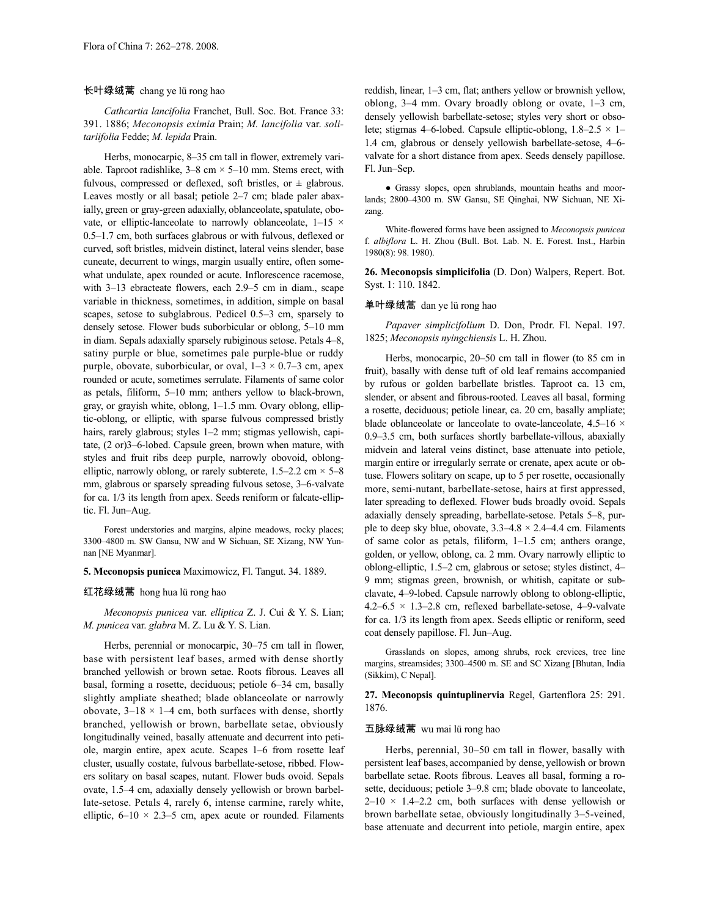长叶绿绒蒿 chang ye lü rong hao

*Cathcartia lancifolia* Franchet, Bull. Soc. Bot. France 33: 391. 1886; *Meconopsis eximia* Prain; *M. lancifolia* var. *solitariifolia* Fedde; *M. lepida* Prain.

Herbs, monocarpic, 8–35 cm tall in flower, extremely variable. Taproot radishlike, 3–8 cm × 5–10 mm. Stems erect, with fulvous, compressed or deflexed, soft bristles, or ± glabrous. Leaves mostly or all basal; petiole 2–7 cm; blade paler abaxially, green or gray-green adaxially, oblanceolate, spatulate, obovate, or elliptic-lanceolate to narrowly oblanceolate, 1–15 × 0.5–1.7 cm, both surfaces glabrous or with fulvous, deflexed or curved, soft bristles, midvein distinct, lateral veins slender, base cuneate, decurrent to wings, margin usually entire, often somewhat undulate, apex rounded or acute. Inflorescence racemose, with 3–13 ebracteate flowers, each 2.9–5 cm in diam., scape variable in thickness, sometimes, in addition, simple on basal scapes, setose to subglabrous. Pedicel 0.5–3 cm, sparsely to densely setose. Flower buds suborbicular or oblong, 5–10 mm in diam. Sepals adaxially sparsely rubiginous setose. Petals 4–8, satiny purple or blue, sometimes pale purple-blue or ruddy purple, obovate, suborbicular, or oval, 1–3 × 0.7–3 cm, apex rounded or acute, sometimes serrulate. Filaments of same color as petals, filiform, 5–10 mm; anthers yellow to black-brown, gray, or grayish white, oblong, 1–1.5 mm. Ovary oblong, elliptic-oblong, or elliptic, with sparse fulvous compressed bristly hairs, rarely glabrous; styles 1–2 mm; stigmas yellowish, capitate, (2 or)3–6-lobed. Capsule green, brown when mature, with styles and fruit ribs deep purple, narrowly obovoid, oblong-elliptic, narrowly oblong, or rarely subterete, 1.5–2.2 cm × 5–8 mm, glabrous or sparsely spreading fulvous setose, 3–6-valvate for ca. 1/3 its length from apex. Seeds reniform or falcate-elliptic. Fl. Jun–Aug.

Forest understories and margins, alpine meadows, rocky places; 3300–4800 m. SW Gansu, NW and W Sichuan, SE Xizang, NW Yunnan [NE Myanmar].

**5. Meconopsis punicea** Maximowicz, Fl. Tangut. 34. 1889.

红花绿绒蒿 hong hua lü rong hao

*Meconopsis punicea* var. *elliptica* Z. J. Cui & Y. S. Lian; *M. punicea* var. *glabra* M. Z. Lu & Y. S. Lian.

Herbs, perennial or monocarpic, 30–75 cm tall in flower, base with persistent leaf bases, armed with dense shortly branched yellowish or brown setae. Roots fibrous. Leaves all basal, forming a rosette, deciduous; petiole 6–34 cm, basally slightly ampliate sheathed; blade oblanceolate or narrowly obovate, 3–18 × 1–4 cm, both surfaces with dense, shortly branched, yellowish or brown, barbellate setae, obviously longitudinally veined, basally attenuate and decurrent into petiole, margin entire, apex acute. Scapes 1–6 from rosette leaf cluster, usually costate, fulvous barbellate-setose, ribbed. Flowers solitary on basal scapes, nutant. Flower buds ovoid. Sepals ovate, 1.5–4 cm, adaxially densely yellowish or brown barbellate-setose. Petals 4, rarely 6, intense carmine, rarely white, elliptic, 6–10 × 2.3–5 cm, apex acute or rounded. Filaments reddish, linear, 1–3 cm, flat; anthers yellow or brownish yellow, oblong, 3–4 mm. Ovary broadly oblong or ovate, 1–3 cm, densely yellowish barbellate-setose; styles very short or obsolete; stigmas 4–6-lobed. Capsule elliptic-oblong, 1.8–2.5 × 1–1.4 cm, glabrous or densely yellowish barbellate-setose, 4–6-valvate for a short distance from apex. Seeds densely papillose. Fl. Jun–Sep.

● Grassy slopes, open shrublands, mountain heaths and moorlands; 2800–4300 m. SW Gansu, SE Qinghai, NW Sichuan, NE Xizang.

White-flowered forms have been assigned to *Meconopsis punicea* f. *albiflora* L. H. Zhou (Bull. Bot. Lab. N. E. Forest. Inst., Harbin 1980(8): 98. 1980).

**26. Meconopsis simplicifolia** (D. Don) Walpers, Repert. Bot. Syst. 1: 110. 1842.

单叶绿绒蒿 dan ye lü rong hao

*Papaver simplicifolium* D. Don, Prodr. Fl. Nepal. 197. 1825; *Meconopsis nyingchiensis* L. H. Zhou.

Herbs, monocarpic, 20–50 cm tall in flower (to 85 cm in fruit), basally with dense tuft of old leaf remains accompanied by rufous or golden barbellate bristles. Taproot ca. 13 cm, slender, or absent and fibrous-rooted. Leaves all basal, forming a rosette, deciduous; petiole linear, ca. 20 cm, basally ampliate; blade oblanceolate or lanceolate to ovate-lanceolate, 4.5–16 × 0.9–3.5 cm, both surfaces shortly barbellate-villous, abaxially midvein and lateral veins distinct, base attenuate into petiole, margin entire or irregularly serrate or crenate, apex acute or obtuse. Flowers solitary on scape, up to 5 per rosette, occasionally more, semi-nutant, barbellate-setose, hairs at first appressed, later spreading to deflexed. Flower buds broadly ovoid. Sepals adaxially densely spreading, barbellate-setose. Petals 5–8, purple to deep sky blue, obovate, 3.3–4.8 × 2.4–4.4 cm. Filaments of same color as petals, filiform, 1–1.5 cm; anthers orange, golden, or yellow, oblong, ca. 2 mm. Ovary narrowly elliptic to oblong-elliptic, 1.5–2 cm, glabrous or setose; styles distinct, 4–9 mm; stigmas green, brownish, or whitish, capitate or subclavate, 4–9-lobed. Capsule narrowly oblong to oblong-elliptic, 4.2–6.5 × 1.3–2.8 cm, reflexed barbellate-setose, 4–9-valvate for ca. 1/3 its length from apex. Seeds elliptic or reniform, seed coat densely papillose. Fl. Jun–Aug.

Grasslands on slopes, among shrubs, rock crevices, tree line margins, streamsides; 3300–4500 m. SE and SC Xizang [Bhutan, India (Sikkim), C Nepal].

**27. Meconopsis quintuplinervia** Regel, Gartenflora 25: 291. 1876.

五脉绿绒蒿 wu mai lü rong hao

Herbs, perennial, 30–50 cm tall in flower, basally with persistent leaf bases, accompanied by dense, yellowish or brown barbellate setae. Roots fibrous. Leaves all basal, forming a rosette, deciduous; petiole 3–9.8 cm; blade obovate to lanceolate, 2–10 × 1.4–2.2 cm, both surfaces with dense yellowish or brown barbellate setae, obviously longitudinally 3–5-veined, base attenuate and decurrent into petiole, margin entire, apex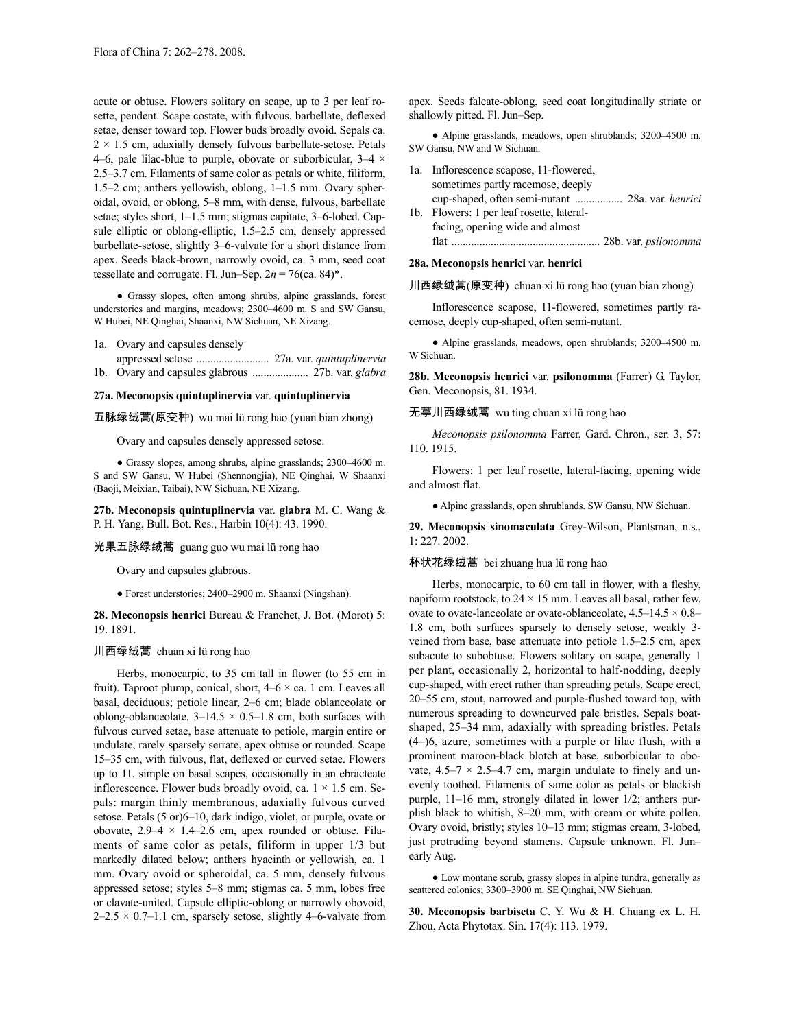acute or obtuse. Flowers solitary on scape, up to 3 per leaf rosette, pendent. Scape costate, with fulvous, barbellate, deflexed setae, denser toward top. Flower buds broadly ovoid. Sepals ca. 2 × 1.5 cm, adaxially densely fulvous barbellate-setose. Petals 4–6, pale lilac-blue to purple, obovate or suborbicular, 3–4 × 2.5–3.7 cm. Filaments of same color as petals or white, filiform, 1.5–2 cm; anthers yellowish, oblong, 1–1.5 mm. Ovary spheroidal, ovoid, or oblong, 5–8 mm, with dense, fulvous, barbellate setae; styles short, 1–1.5 mm; stigmas capitate, 3–6-lobed. Capsule elliptic or oblong-elliptic, 1.5–2.5 cm, densely appressed barbellate-setose, slightly 3–6-valvate for a short distance from apex. Seeds black-brown, narrowly ovoid, ca. 3 mm, seed coat tessellate and corrugate. Fl. Jun–Sep. $2n$ = 76(ca. 84)*.

● Grassy slopes, often among shrubs, alpine grasslands, forest understories and margins, meadows; 2300–4600 m. S and SW Gansu, W Hubei, NE Qinghai, Shaanxi, NW Sichuan, NE Xizang.

1a. Ovary and capsules densely appressed setose .......................... 27a. var. *quintuplinervia*
1b. Ovary and capsules glabrous .................... 27b. var. *glabra*

**27a. Meconopsis quintuplinervia** var. **quintuplinervia**

五脉绿绒蒿(原变种) wu mai lü rong hao (yuan bian zhong)

Ovary and capsules densely appressed setose.

● Grassy slopes, among shrubs, alpine grasslands; 2300–4600 m. S and SW Gansu, W Hubei (Shennongjia), NE Qinghai, W Shaanxi (Baoji, Meixian, Taibai), NW Sichuan, NE Xizang.

**27b. Meconopsis quintuplinervia** var. **glabra** M. C. Wang & P. H. Yang, Bull. Bot. Res., Harbin 10(4): 43. 1990.

光果五脉绿绒蒿 guang guo wu mai lü rong hao

Ovary and capsules glabrous.

● Forest understories; 2400–2900 m. Shaanxi (Ningshan).

**28. Meconopsis henrici** Bureau & Franchet, J. Bot. (Morot) 5: 19. 1891.

川西绿绒蒿 chuan xi lü rong hao

Herbs, monocarpic, to 35 cm tall in flower (to 55 cm in fruit). Taproot plump, conical, short, 4–6 × ca. 1 cm. Leaves all basal, deciduous; petiole linear, 2–6 cm; blade oblanceolate or oblong-oblanceolate, 3–14.5 × 0.5–1.8 cm, both surfaces with fulvous curved setae, base attenuate to petiole, margin entire or undulate, rarely sparsely serrate, apex obtuse or rounded. Scape 15–35 cm, with fulvous, flat, deflexed or curved setae. Flowers up to 11, simple on basal scapes, occasionally in an ebracteate inflorescence. Flower buds broadly ovoid, ca. 1 × 1.5 cm. Sepals: margin thinly membranous, adaxially fulvous curved setose. Petals (5 or)6–10, dark indigo, violet, or purple, ovate or obovate, 2.9–4 × 1.4–2.6 cm, apex rounded or obtuse. Filaments of same color as petals, filiform in upper 1/3 but markedly dilated below; anthers hyacinth or yellowish, ca. 1 mm. Ovary ovoid or spheroidal, ca. 5 mm, densely fulvous appressed setose; styles 5–8 mm; stigmas ca. 5 mm, lobes free or clavate-united. Capsule elliptic-oblong or narrowly obovoid, 2–2.5 × 0.7–1.1 cm, sparsely setose, slightly 4–6-valvate from apex. Seeds falcate-oblong, seed coat longitudinally striate or shallowly pitted. Fl. Jun–Sep.

● Alpine grasslands, meadows, open shrublands; 3200–4500 m. SW Gansu, NW and W Sichuan.

1a. Inflorescence scapose, 11-flowered, sometimes partly racemose, deeply cup-shaped, often semi-nutant ................. 28a. var. *henrici*
1b. Flowers: 1 per leaf rosette, lateral-facing, opening wide and almost flat ..................................................... 28b. var. *psilonomma*

**28a. Meconopsis henrici** var. **henrici**

川西绿绒蒿(原变种) chuan xi lü rong hao (yuan bian zhong)

Inflorescence scapose, 11-flowered, sometimes partly racemose, deeply cup-shaped, often semi-nutant.

● Alpine grasslands, meadows, open shrublands; 3200–4500 m. W Sichuan.

**28b. Meconopsis henrici** var. **psilonomma** (Farrer) G. Taylor, Gen. Meconopsis, 81. 1934.

无葶川西绿绒蒿 wu ting chuan xi lü rong hao

*Meconopsis psilonomma* Farrer, Gard. Chron., ser. 3, 57: 110. 1915.

Flowers: 1 per leaf rosette, lateral-facing, opening wide and almost flat.

● Alpine grasslands, open shrublands. SW Gansu, NW Sichuan.

**29. Meconopsis sinomaculata** Grey-Wilson, Plantsman, n.s., 1: 227. 2002.

杯状花绿绒蒿 bei zhuang hua lü rong hao

Herbs, monocarpic, to 60 cm tall in flower, with a fleshy, napiform rootstock, to 24 × 15 mm. Leaves all basal, rather few, ovate to ovate-lanceolate or ovate-oblanceolate, 4.5–14.5 × 0.8–1.8 cm, both surfaces sparsely to densely setose, weakly 3-veined from base, base attenuate into petiole 1.5–2.5 cm, apex subacute to subobtuse. Flowers solitary on scape, generally 1 per plant, occasionally 2, horizontal to half-nodding, deeply cup-shaped, with erect rather than spreading petals. Scape erect, 20–55 cm, stout, narrowed and purple-flushed toward top, with numerous spreading to downcurved pale bristles. Sepals boat-shaped, 25–34 mm, adaxially with spreading bristles. Petals (4–)6, azure, sometimes with a purple or lilac flush, with a prominent maroon-black blotch at base, suborbicular to obovate, 4.5–7 × 2.5–4.7 cm, margin undulate to finely and unevenly toothed. Filaments of same color as petals or blackish purple, 11–16 mm, strongly dilated in lower 1/2; anthers purplish black to whitish, 8–20 mm, with cream or white pollen. Ovary ovoid, bristly; styles 10–13 mm; stigmas cream, 3-lobed, just protruding beyond stamens. Capsule unknown. Fl. Jun–early Aug.

● Low montane scrub, grassy slopes in alpine tundra, generally as scattered colonies; 3300–3900 m. SE Qinghai, NW Sichuan.

**30. Meconopsis barbiseta** C. Y. Wu & H. Chuang ex L. H. Zhou, Acta Phytotax. Sin. 17(4): 113. 1979.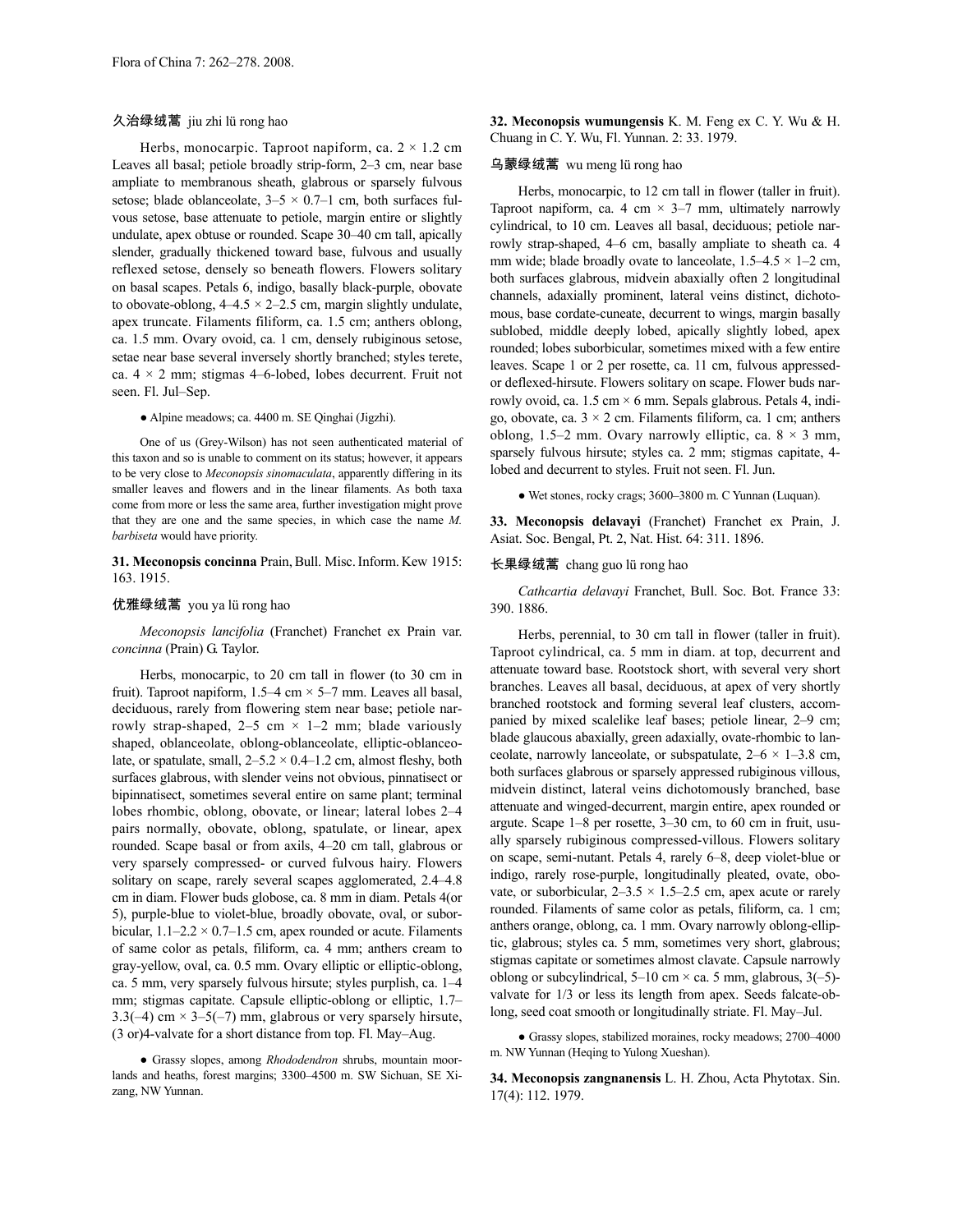久治绿绒蒿 jiu zhi lü rong hao

Herbs, monocarpic. Taproot napiform, ca. 2 × 1.2 cm Leaves all basal; petiole broadly strip-form, 2–3 cm, near base ampliate to membranous sheath, glabrous or sparsely fulvous setose; blade oblanceolate, 3–5 × 0.7–1 cm, both surfaces fulvous setose, base attenuate to petiole, margin entire or slightly undulate, apex obtuse or rounded. Scape 30–40 cm tall, apically slender, gradually thickened toward base, fulvous and usually reflexed setose, densely so beneath flowers. Flowers solitary on basal scapes. Petals 6, indigo, basally black-purple, obovate to obovate-oblong, 4–4.5 × 2–2.5 cm, margin slightly undulate, apex truncate. Filaments filiform, ca. 1.5 cm; anthers oblong, ca. 1.5 mm. Ovary ovoid, ca. 1 cm, densely rubiginous setose, setae near base several inversely shortly branched; styles terete, ca. 4 × 2 mm; stigmas 4–6-lobed, lobes decurrent. Fruit not seen. Fl. Jul–Sep.

● Alpine meadows; ca. 4400 m. SE Qinghai (Jigzhi).

One of us (Grey-Wilson) has not seen authenticated material of this taxon and so is unable to comment on its status; however, it appears to be very close to *Meconopsis sinomaculata*, apparently differing in its smaller leaves and flowers and in the linear filaments. As both taxa come from more or less the same area, further investigation might prove that they are one and the same species, in which case the name *M. barbiseta* would have priority.

**31. Meconopsis concinna** Prain, Bull. Misc. Inform. Kew 1915: 163. 1915.

优雅绿绒蒿 you ya lü rong hao

*Meconopsis lancifolia* (Franchet) Franchet ex Prain var. *concinna* (Prain) G. Taylor.

Herbs, monocarpic, to 20 cm tall in flower (to 30 cm in fruit). Taproot napiform, 1.5–4 cm × 5–7 mm. Leaves all basal, deciduous, rarely from flowering stem near base; petiole narrowly strap-shaped, 2–5 cm × 1–2 mm; blade variously shaped, oblanceolate, oblong-oblanceolate, elliptic-oblanceolate, or spatulate, small, 2–5.2 × 0.4–1.2 cm, almost fleshy, both surfaces glabrous, with slender veins not obvious, pinnatisect or bipinnatisect, sometimes several entire on same plant; terminal lobes rhombic, oblong, obovate, or linear; lateral lobes 2–4 pairs normally, obovate, oblong, spatulate, or linear, apex rounded. Scape basal or from axils, 4–20 cm tall, glabrous or very sparsely compressed- or curved fulvous hairy. Flowers solitary on scape, rarely several scapes agglomerated, 2.4–4.8 cm in diam. Flower buds globose, ca. 8 mm in diam. Petals 4(or 5), purple-blue to violet-blue, broadly obovate, oval, or suborbicular, 1.1–2.2 × 0.7–1.5 cm, apex rounded or acute. Filaments of same color as petals, filiform, ca. 4 mm; anthers cream to gray-yellow, oval, ca. 0.5 mm. Ovary elliptic or elliptic-oblong, ca. 5 mm, very sparsely fulvous hirsute; styles purplish, ca. 1–4 mm; stigmas capitate. Capsule elliptic-oblong or elliptic, 1.7–3.3(–4) cm × 3–5(–7) mm, glabrous or very sparsely hirsute, (3 or)4-valvate for a short distance from top. Fl. May–Aug.

● Grassy slopes, among *Rhododendron* shrubs, mountain moorlands and heaths, forest margins; 3300–4500 m. SW Sichuan, SE Xizang, NW Yunnan.

**32. Meconopsis wumungensis** K. M. Feng ex C. Y. Wu & H. Chuang in C. Y. Wu, Fl. Yunnan. 2: 33. 1979.

乌蒙绿绒蒿 wu meng lü rong hao

Herbs, monocarpic, to 12 cm tall in flower (taller in fruit). Taproot napiform, ca. 4 cm × 3–7 mm, ultimately narrowly cylindrical, to 10 cm. Leaves all basal, deciduous; petiole narrowly strap-shaped, 4–6 cm, basally ampliate to sheath ca. 4 mm wide; blade broadly ovate to lanceolate, 1.5–4.5 × 1–2 cm, both surfaces glabrous, midvein abaxially often 2 longitudinal channels, adaxially prominent, lateral veins distinct, dichotomous, base cordate-cuneate, decurrent to wings, margin basally sublobed, middle deeply lobed, apically slightly lobed, apex rounded; lobes suborbicular, sometimes mixed with a few entire leaves. Scape 1 or 2 per rosette, ca. 11 cm, fulvous appressed- or deflexed-hirsute. Flowers solitary on scape. Flower buds narrowly ovoid, ca. 1.5 cm × 6 mm. Sepals glabrous. Petals 4, indigo, obovate, ca. 3 × 2 cm. Filaments filiform, ca. 1 cm; anthers oblong, 1.5–2 mm. Ovary narrowly elliptic, ca. 8 × 3 mm, sparsely fulvous hirsute; styles ca. 2 mm; stigmas capitate, 4-lobed and decurrent to styles. Fruit not seen. Fl. Jun.

● Wet stones, rocky crags; 3600–3800 m. C Yunnan (Luquan).

**33. Meconopsis delavayi** (Franchet) Franchet ex Prain, J. Asiat. Soc. Bengal, Pt. 2, Nat. Hist. 64: 311. 1896.

长果绿绒蒿 chang guo lü rong hao

*Cathcartia delavayi* Franchet, Bull. Soc. Bot. France 33: 390. 1886.

Herbs, perennial, to 30 cm tall in flower (taller in fruit). Taproot cylindrical, ca. 5 mm in diam. at top, decurrent and attenuate toward base. Rootstock short, with several very short branches. Leaves all basal, deciduous, at apex of very shortly branched rootstock and forming several leaf clusters, accompanied by mixed scalelike leaf bases; petiole linear, 2–9 cm; blade glaucous abaxially, green adaxially, ovate-rhombic to lanceolate, narrowly lanceolate, or subspatulate, 2–6 × 1–3.8 cm, both surfaces glabrous or sparsely appressed rubiginous villous, midvein distinct, lateral veins dichotomously branched, base attenuate and winged-decurrent, margin entire, apex rounded or argute. Scape 1–8 per rosette, 3–30 cm, to 60 cm in fruit, usually sparsely rubiginous compressed-villous. Flowers solitary on scape, semi-nutant. Petals 4, rarely 6–8, deep violet-blue or indigo, rarely rose-purple, longitudinally pleated, ovate, obovate, or suborbicular, 2–3.5 × 1.5–2.5 cm, apex acute or rarely rounded. Filaments of same color as petals, filiform, ca. 1 cm; anthers orange, oblong, ca. 1 mm. Ovary narrowly oblong-elliptic, glabrous; styles ca. 5 mm, sometimes very short, glabrous; stigmas capitate or sometimes almost clavate. Capsule narrowly oblong or subcylindrical, 5–10 cm × ca. 5 mm, glabrous, 3(–5)-valvate for 1/3 or less its length from apex. Seeds falcate-oblong, seed coat smooth or longitudinally striate. Fl. May–Jul.

● Grassy slopes, stabilized moraines, rocky meadows; 2700–4000 m. NW Yunnan (Heqing to Yulong Xueshan).

**34. Meconopsis zangnanensis** L. H. Zhou, Acta Phytotax. Sin. 17(4): 112. 1979.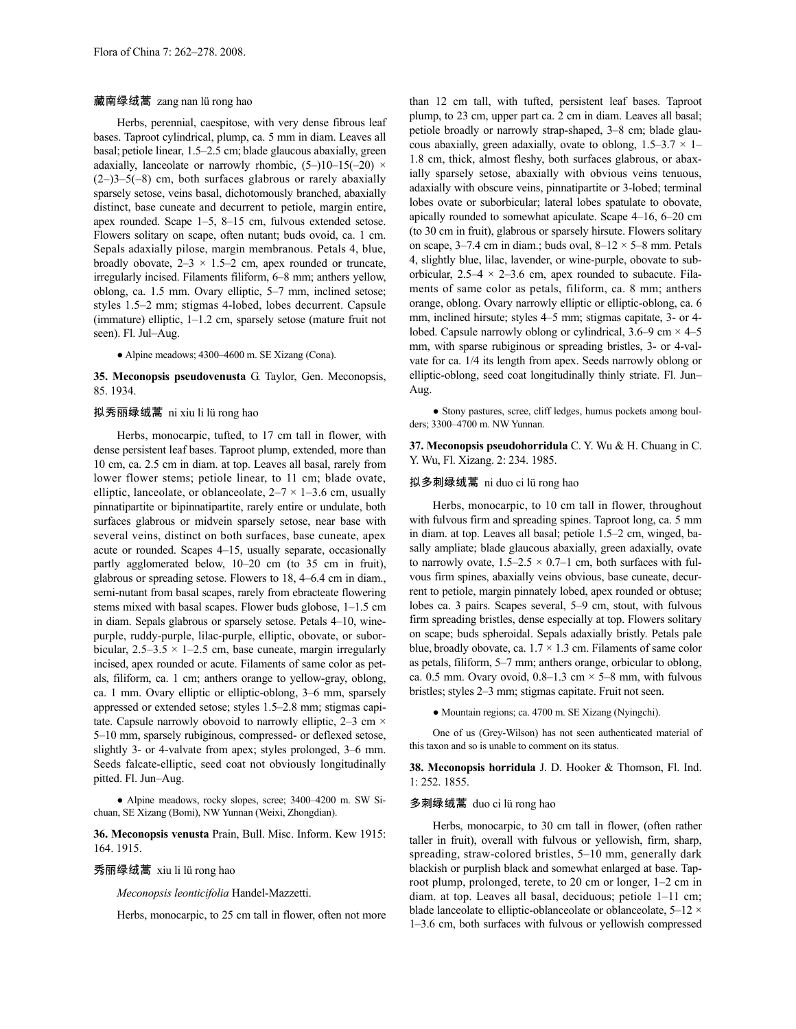藏南绿绒蒿 zang nan lü rong hao

Herbs, perennial, caespitose, with very dense fibrous leaf bases. Taproot cylindrical, plump, ca. 5 mm in diam. Leaves all basal; petiole linear, 1.5–2.5 cm; blade glaucous abaxially, green adaxially, lanceolate or narrowly rhombic, (5–)10–15(–20) × (2–)3–5(–8) cm, both surfaces glabrous or rarely abaxially sparsely setose, veins basal, dichotomously branched, abaxially distinct, base cuneate and decurrent to petiole, margin entire, apex rounded. Scape 1–5, 8–15 cm, fulvous extended setose. Flowers solitary on scape, often nutant; buds ovoid, ca. 1 cm. Sepals adaxially pilose, margin membranous. Petals 4, blue, broadly obovate, 2–3 × 1.5–2 cm, apex rounded or truncate, irregularly incised. Filaments filiform, 6–8 mm; anthers yellow, oblong, ca. 1.5 mm. Ovary elliptic, 5–7 mm, inclined setose; styles 1.5–2 mm; stigmas 4-lobed, lobes decurrent. Capsule (immature) elliptic, 1–1.2 cm, sparsely setose (mature fruit not seen). Fl. Jul–Aug.

● Alpine meadows; 4300–4600 m. SE Xizang (Cona).

**35. Meconopsis pseudovenusta** G. Taylor, Gen. Meconopsis, 85. 1934.

拟秀丽绿绒蒿 ni xiu li lü rong hao

Herbs, monocarpic, tufted, to 17 cm tall in flower, with dense persistent leaf bases. Taproot plump, extended, more than 10 cm, ca. 2.5 cm in diam. at top. Leaves all basal, rarely from lower flower stems; petiole linear, to 11 cm; blade ovate, elliptic, lanceolate, or oblanceolate, 2–7 × 1–3.6 cm, usually pinnatipartite or bipinnatipartite, rarely entire or undulate, both surfaces glabrous or midvein sparsely setose, near base with several veins, distinct on both surfaces, base cuneate, apex acute or rounded. Scapes 4–15, usually separate, occasionally partly agglomerated below, 10–20 cm (to 35 cm in fruit), glabrous or spreading setose. Flowers to 18, 4–6.4 cm in diam., semi-nutant from basal scapes, rarely from ebracteate flowering stems mixed with basal scapes. Flower buds globose, 1–1.5 cm in diam. Sepals glabrous or sparsely setose. Petals 4–10, wine-purple, ruddy-purple, lilac-purple, elliptic, obovate, or suborbicular, 2.5–3.5 × 1–2.5 cm, base cuneate, margin irregularly incised, apex rounded or acute. Filaments of same color as petals, filiform, ca. 1 cm; anthers orange to yellow-gray, oblong, ca. 1 mm. Ovary elliptic or elliptic-oblong, 3–6 mm, sparsely appressed or extended setose; styles 1.5–2.8 mm; stigmas capitate. Capsule narrowly obovoid to narrowly elliptic, 2–3 cm × 5–10 mm, sparsely rubiginous, compressed- or deflexed setose, slightly 3- or 4-valvate from apex; styles prolonged, 3–6 mm. Seeds falcate-elliptic, seed coat not obviously longitudinally pitted. Fl. Jun–Aug.

● Alpine meadows, rocky slopes, scree; 3400–4200 m. SW Sichuan, SE Xizang (Bomi), NW Yunnan (Weixi, Zhongdian).

**36. Meconopsis venusta** Prain, Bull. Misc. Inform. Kew 1915: 164. 1915.

秀丽绿绒蒿 xiu li lü rong hao

*Meconopsis leonticifolia* Handel-Mazzetti.

Herbs, monocarpic, to 25 cm tall in flower, often not more than 12 cm tall, with tufted, persistent leaf bases. Taproot plump, to 23 cm, upper part ca. 2 cm in diam. Leaves all basal; petiole broadly or narrowly strap-shaped, 3–8 cm; blade glaucous abaxially, green adaxially, ovate to oblong, 1.5–3.7 × 1–1.8 cm, thick, almost fleshy, both surfaces glabrous, or abaxially sparsely setose, abaxially with obvious veins tenuous, adaxially with obscure veins, pinnatipartite or 3-lobed; terminal lobes ovate or suborbicular; lateral lobes spatulate to obovate, apically rounded to somewhat apiculate. Scape 4–16, 6–20 cm (to 30 cm in fruit), glabrous or sparsely hirsute. Flowers solitary on scape, 3–7.4 cm in diam.; buds oval, 8–12 × 5–8 mm. Petals 4, slightly blue, lilac, lavender, or wine-purple, obovate to suborbicular, 2.5–4 × 2–3.6 cm, apex rounded to subacute. Filaments of same color as petals, filiform, ca. 8 mm; anthers orange, oblong. Ovary narrowly elliptic or elliptic-oblong, ca. 6 mm, inclined hirsute; styles 4–5 mm; stigmas capitate, 3- or 4-lobed. Capsule narrowly oblong or cylindrical, 3.6–9 cm × 4–5 mm, with sparse rubiginous or spreading bristles, 3- or 4-valvate for ca. 1/4 its length from apex. Seeds narrowly oblong or elliptic-oblong, seed coat longitudinally thinly striate. Fl. Jun–Aug.

● Stony pastures, scree, cliff ledges, humus pockets among boulders; 3300–4700 m. NW Yunnan.

**37. Meconopsis pseudohorridula** C. Y. Wu & H. Chuang in C. Y. Wu, Fl. Xizang. 2: 234. 1985.

拟多刺绿绒蒿 ni duo ci lü rong hao

Herbs, monocarpic, to 10 cm tall in flower, throughout with fulvous firm and spreading spines. Taproot long, ca. 5 mm in diam. at top. Leaves all basal; petiole 1.5–2 cm, winged, basally ampliate; blade glaucous abaxially, green adaxially, ovate to narrowly ovate, 1.5–2.5 × 0.7–1 cm, both surfaces with fulvous firm spines, abaxially veins obvious, base cuneate, decurrent to petiole, margin pinnately lobed, apex rounded or obtuse; lobes ca. 3 pairs. Scapes several, 5–9 cm, stout, with fulvous firm spreading bristles, dense especially at top. Flowers solitary on scape; buds spheroidal. Sepals adaxially bristly. Petals pale blue, broadly obovate, ca. 1.7 × 1.3 cm. Filaments of same color as petals, filiform, 5–7 mm; anthers orange, orbicular to oblong, ca. 0.5 mm. Ovary ovoid, 0.8–1.3 cm × 5–8 mm, with fulvous bristles; styles 2–3 mm; stigmas capitate. Fruit not seen.

● Mountain regions; ca. 4700 m. SE Xizang (Nyingchi).

One of us (Grey-Wilson) has not seen authenticated material of this taxon and so is unable to comment on its status.

**38. Meconopsis horridula** J. D. Hooker & Thomson, Fl. Ind. 1: 252. 1855.

多刺绿绒蒿 duo ci lü rong hao

Herbs, monocarpic, to 30 cm tall in flower, (often rather taller in fruit), overall with fulvous or yellowish, firm, sharp, spreading, straw-colored bristles, 5–10 mm, generally dark blackish or purplish black and somewhat enlarged at base. Taproot plump, prolonged, terete, to 20 cm or longer, 1–2 cm in diam. at top. Leaves all basal, deciduous; petiole 1–11 cm; blade lanceolate to elliptic-oblanceolate or oblanceolate, 5–12 × 1–3.6 cm, both surfaces with fulvous or yellowish compressed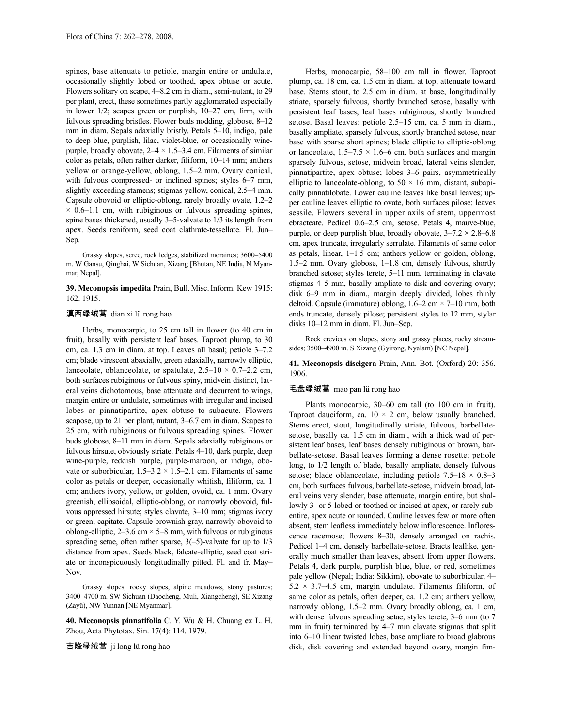spines, base attenuate to petiole, margin entire or undulate, occasionally slightly lobed or toothed, apex obtuse or acute. Flowers solitary on scape, 4–8.2 cm in diam., semi-nutant, to 29 per plant, erect, these sometimes partly agglomerated especially in lower 1/2; scapes green or purplish, 10–27 cm, firm, with fulvous spreading bristles. Flower buds nodding, globose, 8–12 mm in diam. Sepals adaxially bristly. Petals 5–10, indigo, pale to deep blue, purplish, lilac, violet-blue, or occasionally wine-purple, broadly obovate, 2–4 × 1.5–3.4 cm. Filaments of similar color as petals, often rather darker, filiform, 10–14 mm; anthers yellow or orange-yellow, oblong, 1.5–2 mm. Ovary conical, with fulvous compressed- or inclined spines; styles 6–7 mm, slightly exceeding stamens; stigmas yellow, conical, 2.5–4 mm. Capsule obovoid or elliptic-oblong, rarely broadly ovate, 1.2–2 × 0.6–1.1 cm, with rubiginous or fulvous spreading spines, spine bases thickened, usually 3–5-valvate to 1/3 its length from apex. Seeds reniform, seed coat clathrate-tessellate. Fl. Jun–Sep.

Grassy slopes, scree, rock ledges, stabilized moraines; 3600–5400 m. W Gansu, Qinghai, W Sichuan, Xizang [Bhutan, NE India, N Myanmar, Nepal].

**39. Meconopsis impedita** Prain, Bull. Misc. Inform. Kew 1915: 162. 1915.

滇西绿绒蒿 dian xi lü rong hao

Herbs, monocarpic, to 25 cm tall in flower (to 40 cm in fruit), basally with persistent leaf bases. Taproot plump, to 30 cm, ca. 1.3 cm in diam. at top. Leaves all basal; petiole 3–7.2 cm; blade virescent abaxially, green adaxially, narrowly elliptic, lanceolate, oblanceolate, or spatulate, 2.5–10 × 0.7–2.2 cm, both surfaces rubiginous or fulvous spiny, midvein distinct, lateral veins dichotomous, base attenuate and decurrent to wings, margin entire or undulate, sometimes with irregular and incised lobes or pinnatipartite, apex obtuse to subacute. Flowers scapose, up to 21 per plant, nutant, 3–6.7 cm in diam. Scapes to 25 cm, with rubiginous or fulvous spreading spines. Flower buds globose, 8–11 mm in diam. Sepals adaxially rubiginous or fulvous hirsute, obviously striate. Petals 4–10, dark purple, deep wine-purple, reddish purple, purple-maroon, or indigo, obovate or suborbicular, 1.5–3.2 × 1.5–2.1 cm. Filaments of same color as petals or deeper, occasionally whitish, filiform, ca. 1 cm; anthers ivory, yellow, or golden, ovoid, ca. 1 mm. Ovary greenish, ellipsoidal, elliptic-oblong, or narrowly obovoid, fulvous appressed hirsute; styles clavate, 3–10 mm; stigmas ivory or green, capitate. Capsule brownish gray, narrowly obovoid to oblong-elliptic, 2–3.6 cm × 5–8 mm, with fulvous or rubiginous spreading setae, often rather sparse, 3(–5)-valvate for up to 1/3 distance from apex. Seeds black, falcate-elliptic, seed coat striate or inconspicuously longitudinally pitted. Fl. and fr. May–Nov.

Grassy slopes, rocky slopes, alpine meadows, stony pastures; 3400–4700 m. SW Sichuan (Daocheng, Muli, Xiangcheng), SE Xizang (Zayü), NW Yunnan [NE Myanmar].

**40. Meconopsis pinnatifolia** C. Y. Wu & H. Chuang ex L. H. Zhou, Acta Phytotax. Sin. 17(4): 114. 1979.

吉隆绿绒蒿 ji long lü rong hao

Herbs, monocarpic, 58–100 cm tall in flower. Taproot plump, ca. 18 cm, ca. 1.5 cm in diam. at top, attenuate toward base. Stems stout, to 2.5 cm in diam. at base, longitudinally striate, sparsely fulvous, shortly branched setose, basally with persistent leaf bases, leaf bases rubiginous, shortly branched setose. Basal leaves: petiole 2.5–15 cm, ca. 5 mm in diam., basally ampliate, sparsely fulvous, shortly branched setose, near base with sparse short spines; blade elliptic to elliptic-oblong or lanceolate, 1.5–7.5 × 1.6–6 cm, both surfaces and margin sparsely fulvous, setose, midvein broad, lateral veins slender, pinnatipartite, apex obtuse; lobes 3–6 pairs, asymmetrically elliptic to lanceolate-oblong, to 50 × 16 mm, distant, subapically pinnatilobate. Lower cauline leaves like basal leaves; upper cauline leaves elliptic to ovate, both surfaces pilose; leaves sessile. Flowers several in upper axils of stem, uppermost ebracteate. Pedicel 0.6–2.5 cm, setose. Petals 4, mauve-blue, purple, or deep purplish blue, broadly obovate, 3–7.2 × 2.8–6.8 cm, apex truncate, irregularly serrulate. Filaments of same color as petals, linear, 1–1.5 cm; anthers yellow or golden, oblong, 1.5–2 mm. Ovary globose, 1–1.8 cm, densely fulvous, shortly branched setose; styles terete, 5–11 mm, terminating in clavate stigmas 4–5 mm, basally ampliate to disk and covering ovary; disk 6–9 mm in diam., margin deeply divided, lobes thinly deltoid. Capsule (immature) oblong, 1.6–2 cm × 7–10 mm, both ends truncate, densely pilose; persistent styles to 12 mm, stylar disks 10–12 mm in diam. Fl. Jun–Sep.

Rock crevices on slopes, stony and grassy places, rocky streamsides; 3500–4900 m. S Xizang (Gyirong, Nyalam) [NC Nepal].

**41. Meconopsis discigera** Prain, Ann. Bot. (Oxford) 20: 356. 1906.

毛盘绿绒蒿 mao pan lü rong hao

Plants monocarpic, 30–60 cm tall (to 100 cm in fruit). Taproot dauciform, ca. 10 × 2 cm, below usually branched. Stems erect, stout, longitudinally striate, fulvous, barbellate-setose, basally ca. 1.5 cm in diam., with a thick wad of persistent leaf bases, leaf bases densely rubiginous or brown, barbellate-setose. Basal leaves forming a dense rosette; petiole long, to 1/2 length of blade, basally ampliate, densely fulvous setose; blade oblanceolate, including petiole 7.5–18 × 0.8–3 cm, both surfaces fulvous, barbellate-setose, midvein broad, lateral veins very slender, base attenuate, margin entire, but shallowly 3- or 5-lobed or toothed or incised at apex, or rarely subentire, apex acute or rounded. Cauline leaves few or more often absent, stem leafless immediately below inflorescence. Inflorescence racemose; flowers 8–30, densely arranged on rachis. Pedicel 1–4 cm, densely barbellate-setose. Bracts leaflike, generally much smaller than leaves, absent from upper flowers. Petals 4, dark purple, purplish blue, blue, or red, sometimes pale yellow (Nepal; India: Sikkim), obovate to suborbicular, 4–5.2 × 3.7–4.5 cm, margin undulate. Filaments filiform, of same color as petals, often deeper, ca. 1.2 cm; anthers yellow, narrowly oblong, 1.5–2 mm. Ovary broadly oblong, ca. 1 cm, with dense fulvous spreading setae; styles terete, 3–6 mm (to 7 mm in fruit) terminated by 4–7 mm clavate stigmas that split into 6–10 linear twisted lobes, base ampliate to broad glabrous disk, disk covering and extended beyond ovary, margin fim-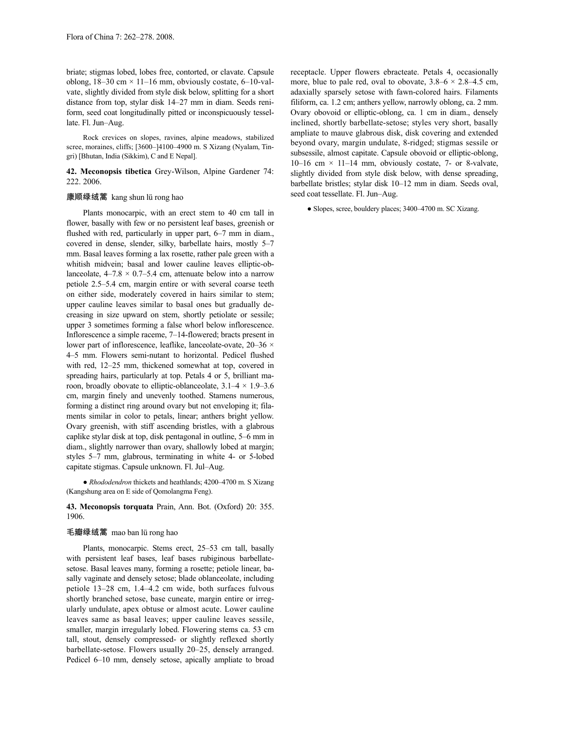briate; stigmas lobed, lobes free, contorted, or clavate. Capsule oblong, 18–30 cm × 11–16 mm, obviously costate, 6–10-valvate, slightly divided from style disk below, splitting for a short distance from top, stylar disk 14–27 mm in diam. Seeds reniform, seed coat longitudinally pitted or inconspicuously tessellate. Fl. Jun–Aug.

Rock crevices on slopes, ravines, alpine meadows, stabilized scree, moraines, cliffs; [3600–]4100–4900 m. S Xizang (Nyalam, Tingri) [Bhutan, India (Sikkim), C and E Nepal].

**42. Meconopsis tibetica** Grey-Wilson, Alpine Gardener 74: 222. 2006.

康顺绿绒蒿 kang shun lü rong hao

Plants monocarpic, with an erect stem to 40 cm tall in flower, basally with few or no persistent leaf bases, greenish or flushed with red, particularly in upper part, 6–7 mm in diam., covered in dense, slender, silky, barbellate hairs, mostly 5–7 mm. Basal leaves forming a lax rosette, rather pale green with a whitish midvein; basal and lower cauline leaves elliptic-oblanceolate, 4–7.8 × 0.7–5.4 cm, attenuate below into a narrow petiole 2.5–5.4 cm, margin entire or with several coarse teeth on either side, moderately covered in hairs similar to stem; upper cauline leaves similar to basal ones but gradually decreasing in size upward on stem, shortly petiolate or sessile; upper 3 sometimes forming a false whorl below inflorescence. Inflorescence a simple raceme, 7–14-flowered; bracts present in lower part of inflorescence, leaflike, lanceolate-ovate, 20–36 × 4–5 mm. Flowers semi-nutant to horizontal. Pedicel flushed with red, 12–25 mm, thickened somewhat at top, covered in spreading hairs, particularly at top. Petals 4 or 5, brilliant maroon, broadly obovate to elliptic-oblanceolate, 3.1–4 × 1.9–3.6 cm, margin finely and unevenly toothed. Stamens numerous, forming a distinct ring around ovary but not enveloping it; filaments similar in color to petals, linear; anthers bright yellow. Ovary greenish, with stiff ascending bristles, with a glabrous caplike stylar disk at top, disk pentagonal in outline, 5–6 mm in diam., slightly narrower than ovary, shallowly lobed at margin; styles 5–7 mm, glabrous, terminating in white 4- or 5-lobed capitate stigmas. Capsule unknown. Fl. Jul–Aug.

● *Rhododendron* thickets and heathlands; 4200–4700 m. S Xizang (Kangshung area on E side of Qomolangma Feng).

**43. Meconopsis torquata** Prain, Ann. Bot. (Oxford) 20: 355. 1906.

毛瓣绿绒蒿 mao ban lü rong hao

Plants, monocarpic. Stems erect, 25–53 cm tall, basally with persistent leaf bases, leaf bases rubiginous barbellate-setose. Basal leaves many, forming a rosette; petiole linear, basally vaginate and densely setose; blade oblanceolate, including petiole 13–28 cm, 1.4–4.2 cm wide, both surfaces fulvous shortly branched setose, base cuneate, margin entire or irregularly undulate, apex obtuse or almost acute. Lower cauline leaves same as basal leaves; upper cauline leaves sessile, smaller, margin irregularly lobed. Flowering stems ca. 53 cm tall, stout, densely compressed- or slightly reflexed shortly barbellate-setose. Flowers usually 20–25, densely arranged. Pedicel 6–10 mm, densely setose, apically ampliate to broad receptacle. Upper flowers ebracteate. Petals 4, occasionally more, blue to pale red, oval to obovate, 3.8–6 × 2.8–4.5 cm, adaxially sparsely setose with fawn-colored hairs. Filaments filiform, ca. 1.2 cm; anthers yellow, narrowly oblong, ca. 2 mm. Ovary obovoid or elliptic-oblong, ca. 1 cm in diam., densely inclined, shortly barbellate-setose; styles very short, basally ampliate to mauve glabrous disk, disk covering and extended beyond ovary, margin undulate, 8-ridged; stigmas sessile or subsessile, almost capitate. Capsule obovoid or elliptic-oblong, 10–16 cm × 11–14 mm, obviously costate, 7- or 8-valvate, slightly divided from style disk below, with dense spreading, barbellate bristles; stylar disk 10–12 mm in diam. Seeds oval, seed coat tessellate. Fl. Jun–Aug.

● Slopes, scree, bouldery places; 3400–4700 m. SC Xizang.